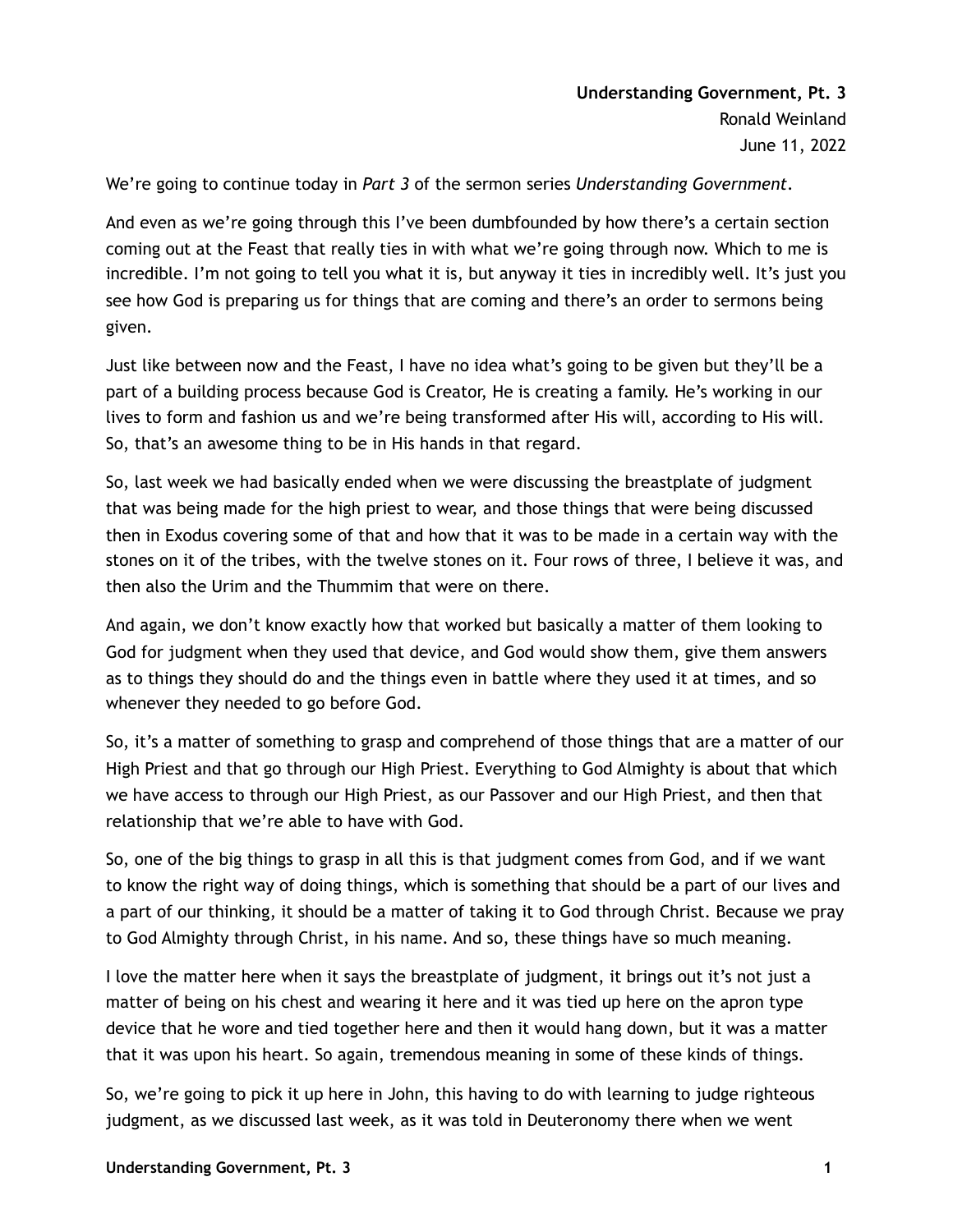**Understanding Government, Pt. 3**
Ronald Weinland
June 11, 2022

We're going to continue today in *Part 3* of the sermon series *Understanding Government*.

And even as we're going through this I've been dumbfounded by how there's a certain section coming out at the Feast that really ties in with what we're going through now. Which to me is incredible. I'm not going to tell you what it is, but anyway it ties in incredibly well. It's just you see how God is preparing us for things that are coming and there's an order to sermons being given.

Just like between now and the Feast, I have no idea what's going to be given but they'll be a part of a building process because God is Creator, He is creating a family. He's working in our lives to form and fashion us and we're being transformed after His will, according to His will. So, that's an awesome thing to be in His hands in that regard.

So, last week we had basically ended when we were discussing the breastplate of judgment that was being made for the high priest to wear, and those things that were being discussed then in Exodus covering some of that and how that it was to be made in a certain way with the stones on it of the tribes, with the twelve stones on it. Four rows of three, I believe it was, and then also the Urim and the Thummim that were on there.

And again, we don't know exactly how that worked but basically a matter of them looking to God for judgment when they used that device, and God would show them, give them answers as to things they should do and the things even in battle where they used it at times, and so whenever they needed to go before God.

So, it's a matter of something to grasp and comprehend of those things that are a matter of our High Priest and that go through our High Priest. Everything to God Almighty is about that which we have access to through our High Priest, as our Passover and our High Priest, and then that relationship that we're able to have with God.

So, one of the big things to grasp in all this is that judgment comes from God, and if we want to know the right way of doing things, which is something that should be a part of our lives and a part of our thinking, it should be a matter of taking it to God through Christ. Because we pray to God Almighty through Christ, in his name. And so, these things have so much meaning.

I love the matter here when it says the breastplate of judgment, it brings out it's not just a matter of being on his chest and wearing it here and it was tied up here on the apron type device that he wore and tied together here and then it would hang down, but it was a matter that it was upon his heart. So again, tremendous meaning in some of these kinds of things.

So, we're going to pick it up here in John, this having to do with learning to judge righteous judgment, as we discussed last week, as it was told in Deuteronomy there when we went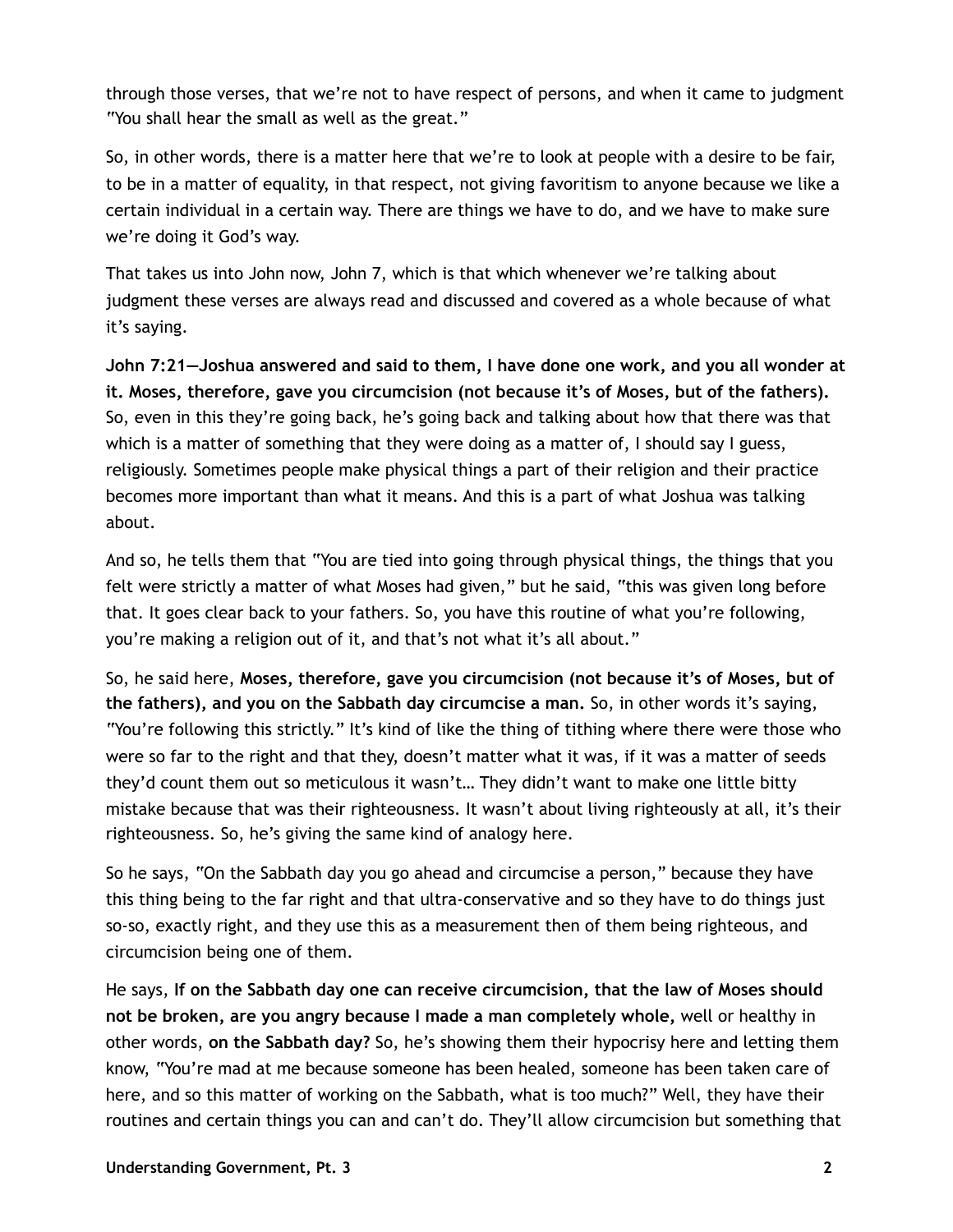through those verses, that we're not to have respect of persons, and when it came to judgment "You shall hear the small as well as the great."

So, in other words, there is a matter here that we're to look at people with a desire to be fair, to be in a matter of equality, in that respect, not giving favoritism to anyone because we like a certain individual in a certain way. There are things we have to do, and we have to make sure we're doing it God's way.

That takes us into John now, John 7, which is that which whenever we're talking about judgment these verses are always read and discussed and covered as a whole because of what it's saying.

**John 7:21—Joshua answered and said to them, I have done one work, and you all wonder at it. Moses, therefore, gave you circumcision (not because it's of Moses, but of the fathers).** So, even in this they're going back, he's going back and talking about how that there was that which is a matter of something that they were doing as a matter of, I should say I guess, religiously. Sometimes people make physical things a part of their religion and their practice becomes more important than what it means. And this is a part of what Joshua was talking about.

And so, he tells them that "You are tied into going through physical things, the things that you felt were strictly a matter of what Moses had given," but he said, "this was given long before that. It goes clear back to your fathers. So, you have this routine of what you're following, you're making a religion out of it, and that's not what it's all about."

So, he said here, **Moses, therefore, gave you circumcision (not because it's of Moses, but of the fathers), and you on the Sabbath day circumcise a man.** So, in other words it's saying, "You're following this strictly." It's kind of like the thing of tithing where there were those who were so far to the right and that they, doesn't matter what it was, if it was a matter of seeds they'd count them out so meticulous it wasn't… They didn't want to make one little bitty mistake because that was their righteousness. It wasn't about living righteously at all, it's their righteousness. So, he's giving the same kind of analogy here.

So he says, "On the Sabbath day you go ahead and circumcise a person," because they have this thing being to the far right and that ultra-conservative and so they have to do things just so-so, exactly right, and they use this as a measurement then of them being righteous, and circumcision being one of them.

He says, **If on the Sabbath day one can receive circumcision, that the law of Moses should not be broken, are you angry because I made a man completely whole,** well or healthy in other words, **on the Sabbath day?** So, he's showing them their hypocrisy here and letting them know, "You're mad at me because someone has been healed, someone has been taken care of here, and so this matter of working on the Sabbath, what is too much?" Well, they have their routines and certain things you can and can't do. They'll allow circumcision but something that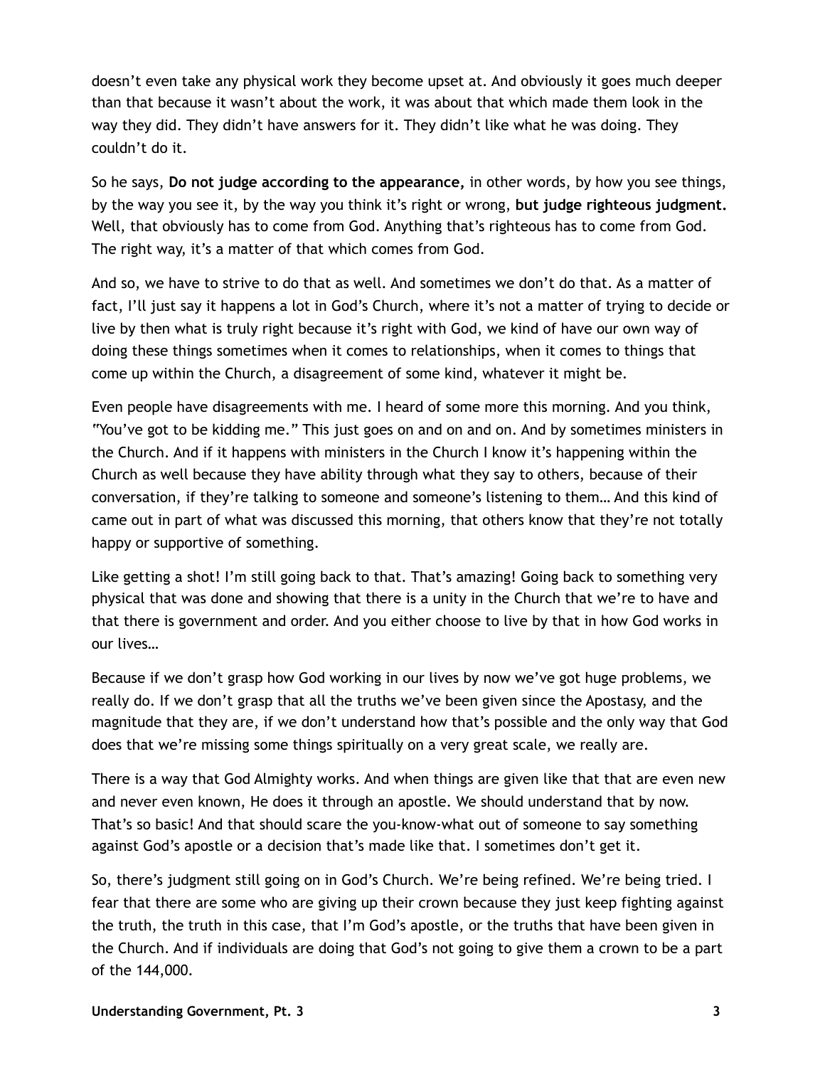doesn't even take any physical work they become upset at. And obviously it goes much deeper than that because it wasn't about the work, it was about that which made them look in the way they did. They didn't have answers for it. They didn't like what he was doing. They couldn't do it.

So he says, **Do not judge according to the appearance,** in other words, by how you see things, by the way you see it, by the way you think it's right or wrong, **but judge righteous judgment.** Well, that obviously has to come from God. Anything that's righteous has to come from God. The right way, it's a matter of that which comes from God.

And so, we have to strive to do that as well. And sometimes we don't do that. As a matter of fact, I'll just say it happens a lot in God's Church, where it's not a matter of trying to decide or live by then what is truly right because it's right with God, we kind of have our own way of doing these things sometimes when it comes to relationships, when it comes to things that come up within the Church, a disagreement of some kind, whatever it might be.

Even people have disagreements with me. I heard of some more this morning. And you think, "You've got to be kidding me." This just goes on and on and on. And by sometimes ministers in the Church. And if it happens with ministers in the Church I know it's happening within the Church as well because they have ability through what they say to others, because of their conversation, if they're talking to someone and someone's listening to them… And this kind of came out in part of what was discussed this morning, that others know that they're not totally happy or supportive of something.

Like getting a shot! I'm still going back to that. That's amazing! Going back to something very physical that was done and showing that there is a unity in the Church that we're to have and that there is government and order. And you either choose to live by that in how God works in our lives…

Because if we don't grasp how God working in our lives by now we've got huge problems, we really do. If we don't grasp that all the truths we've been given since the Apostasy, and the magnitude that they are, if we don't understand how that's possible and the only way that God does that we're missing some things spiritually on a very great scale, we really are.

There is a way that God Almighty works. And when things are given like that that are even new and never even known, He does it through an apostle. We should understand that by now. That's so basic! And that should scare the you-know-what out of someone to say something against God's apostle or a decision that's made like that. I sometimes don't get it.

So, there's judgment still going on in God's Church. We're being refined. We're being tried. I fear that there are some who are giving up their crown because they just keep fighting against the truth, the truth in this case, that I'm God's apostle, or the truths that have been given in the Church. And if individuals are doing that God's not going to give them a crown to be a part of the 144,000.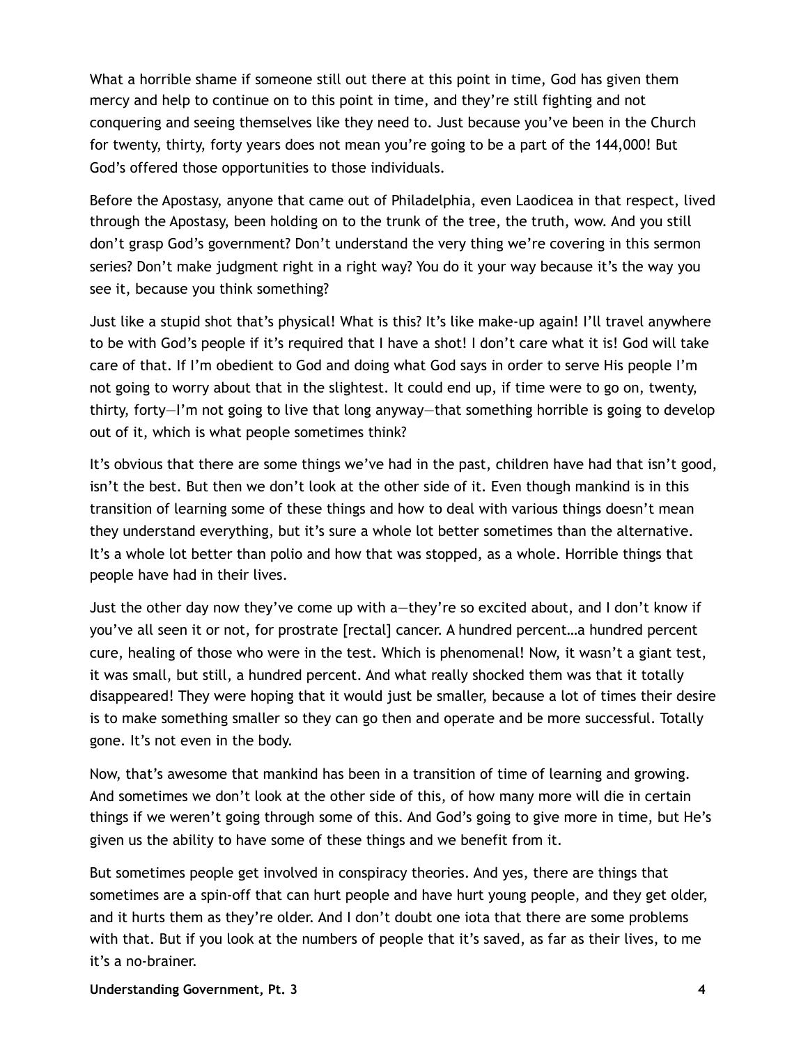What a horrible shame if someone still out there at this point in time, God has given them mercy and help to continue on to this point in time, and they're still fighting and not conquering and seeing themselves like they need to. Just because you've been in the Church for twenty, thirty, forty years does not mean you're going to be a part of the 144,000! But God's offered those opportunities to those individuals.

Before the Apostasy, anyone that came out of Philadelphia, even Laodicea in that respect, lived through the Apostasy, been holding on to the trunk of the tree, the truth, wow. And you still don't grasp God's government? Don't understand the very thing we're covering in this sermon series? Don't make judgment right in a right way? You do it your way because it's the way you see it, because you think something?

Just like a stupid shot that's physical! What is this? It's like make-up again! I'll travel anywhere to be with God's people if it's required that I have a shot! I don't care what it is! God will take care of that. If I'm obedient to God and doing what God says in order to serve His people I'm not going to worry about that in the slightest. It could end up, if time were to go on, twenty, thirty, forty—I'm not going to live that long anyway—that something horrible is going to develop out of it, which is what people sometimes think?

It's obvious that there are some things we've had in the past, children have had that isn't good, isn't the best. But then we don't look at the other side of it. Even though mankind is in this transition of learning some of these things and how to deal with various things doesn't mean they understand everything, but it's sure a whole lot better sometimes than the alternative. It's a whole lot better than polio and how that was stopped, as a whole. Horrible things that people have had in their lives.

Just the other day now they've come up with a—they're so excited about, and I don't know if you've all seen it or not, for prostrate [rectal] cancer. A hundred percent…a hundred percent cure, healing of those who were in the test. Which is phenomenal! Now, it wasn't a giant test, it was small, but still, a hundred percent. And what really shocked them was that it totally disappeared! They were hoping that it would just be smaller, because a lot of times their desire is to make something smaller so they can go then and operate and be more successful. Totally gone. It's not even in the body.

Now, that's awesome that mankind has been in a transition of time of learning and growing. And sometimes we don't look at the other side of this, of how many more will die in certain things if we weren't going through some of this. And God's going to give more in time, but He's given us the ability to have some of these things and we benefit from it.

But sometimes people get involved in conspiracy theories. And yes, there are things that sometimes are a spin-off that can hurt people and have hurt young people, and they get older, and it hurts them as they're older. And I don't doubt one iota that there are some problems with that. But if you look at the numbers of people that it's saved, as far as their lives, to me it's a no-brainer.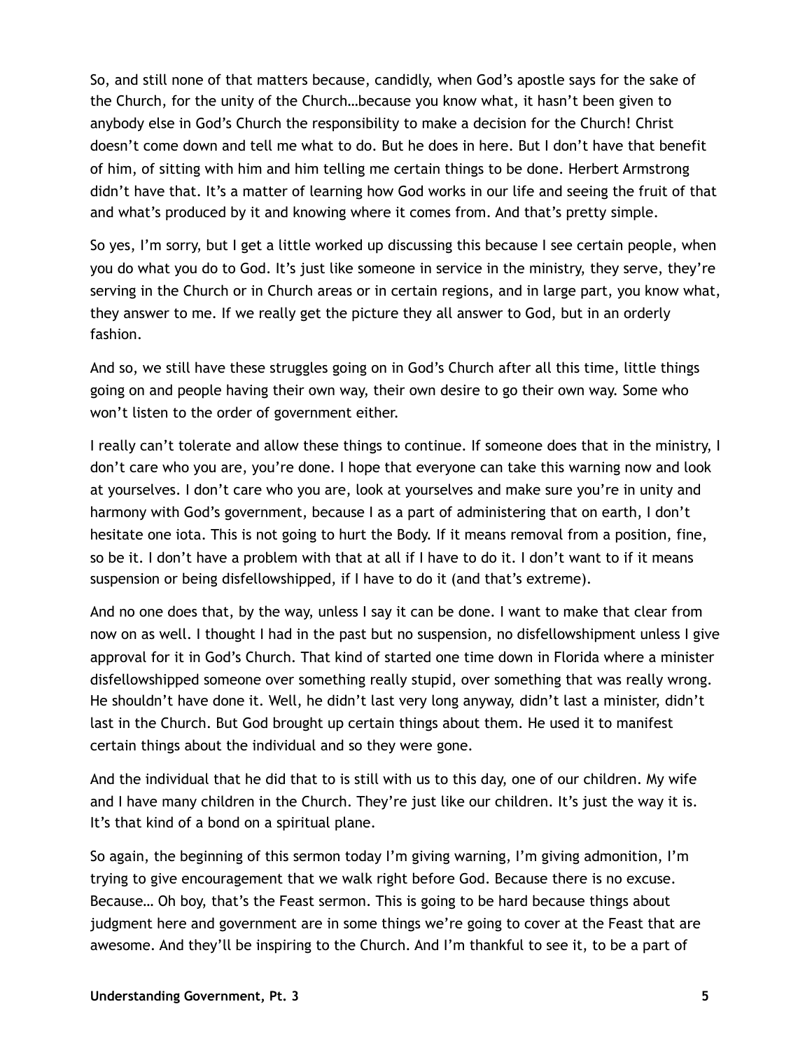So, and still none of that matters because, candidly, when God's apostle says for the sake of the Church, for the unity of the Church…because you know what, it hasn't been given to anybody else in God's Church the responsibility to make a decision for the Church! Christ doesn't come down and tell me what to do. But he does in here. But I don't have that benefit of him, of sitting with him and him telling me certain things to be done. Herbert Armstrong didn't have that. It's a matter of learning how God works in our life and seeing the fruit of that and what's produced by it and knowing where it comes from. And that's pretty simple.

So yes, I'm sorry, but I get a little worked up discussing this because I see certain people, when you do what you do to God. It's just like someone in service in the ministry, they serve, they're serving in the Church or in Church areas or in certain regions, and in large part, you know what, they answer to me. If we really get the picture they all answer to God, but in an orderly fashion.

And so, we still have these struggles going on in God's Church after all this time, little things going on and people having their own way, their own desire to go their own way. Some who won't listen to the order of government either.

I really can't tolerate and allow these things to continue. If someone does that in the ministry, I don't care who you are, you're done. I hope that everyone can take this warning now and look at yourselves. I don't care who you are, look at yourselves and make sure you're in unity and harmony with God's government, because I as a part of administering that on earth, I don't hesitate one iota. This is not going to hurt the Body. If it means removal from a position, fine, so be it. I don't have a problem with that at all if I have to do it. I don't want to if it means suspension or being disfellowshipped, if I have to do it (and that's extreme).

And no one does that, by the way, unless I say it can be done. I want to make that clear from now on as well. I thought I had in the past but no suspension, no disfellowshipment unless I give approval for it in God's Church. That kind of started one time down in Florida where a minister disfellowshipped someone over something really stupid, over something that was really wrong. He shouldn't have done it. Well, he didn't last very long anyway, didn't last a minister, didn't last in the Church. But God brought up certain things about them. He used it to manifest certain things about the individual and so they were gone.

And the individual that he did that to is still with us to this day, one of our children. My wife and I have many children in the Church. They're just like our children. It's just the way it is. It's that kind of a bond on a spiritual plane.

So again, the beginning of this sermon today I'm giving warning, I'm giving admonition, I'm trying to give encouragement that we walk right before God. Because there is no excuse. Because… Oh boy, that's the Feast sermon. This is going to be hard because things about judgment here and government are in some things we're going to cover at the Feast that are awesome. And they'll be inspiring to the Church. And I'm thankful to see it, to be a part of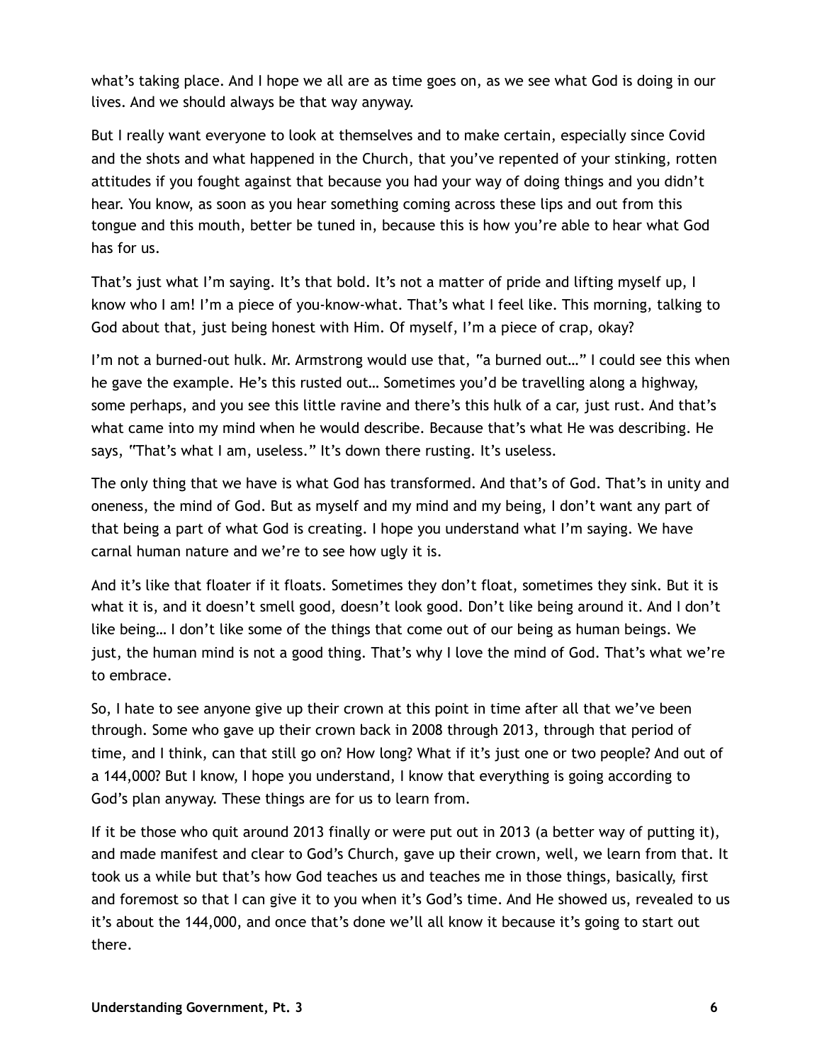what's taking place. And I hope we all are as time goes on, as we see what God is doing in our lives. And we should always be that way anyway.

But I really want everyone to look at themselves and to make certain, especially since Covid and the shots and what happened in the Church, that you've repented of your stinking, rotten attitudes if you fought against that because you had your way of doing things and you didn't hear. You know, as soon as you hear something coming across these lips and out from this tongue and this mouth, better be tuned in, because this is how you're able to hear what God has for us.

That's just what I'm saying. It's that bold. It's not a matter of pride and lifting myself up, I know who I am! I'm a piece of you-know-what. That's what I feel like. This morning, talking to God about that, just being honest with Him. Of myself, I'm a piece of crap, okay?

I'm not a burned-out hulk. Mr. Armstrong would use that, "a burned out…" I could see this when he gave the example. He's this rusted out… Sometimes you'd be travelling along a highway, some perhaps, and you see this little ravine and there's this hulk of a car, just rust. And that's what came into my mind when he would describe. Because that's what He was describing. He says, "That's what I am, useless." It's down there rusting. It's useless.

The only thing that we have is what God has transformed. And that's of God. That's in unity and oneness, the mind of God. But as myself and my mind and my being, I don't want any part of that being a part of what God is creating. I hope you understand what I'm saying. We have carnal human nature and we're to see how ugly it is.

And it's like that floater if it floats. Sometimes they don't float, sometimes they sink. But it is what it is, and it doesn't smell good, doesn't look good. Don't like being around it. And I don't like being… I don't like some of the things that come out of our being as human beings. We just, the human mind is not a good thing. That's why I love the mind of God. That's what we're to embrace.

So, I hate to see anyone give up their crown at this point in time after all that we've been through. Some who gave up their crown back in 2008 through 2013, through that period of time, and I think, can that still go on? How long? What if it's just one or two people? And out of a 144,000? But I know, I hope you understand, I know that everything is going according to God's plan anyway. These things are for us to learn from.

If it be those who quit around 2013 finally or were put out in 2013 (a better way of putting it), and made manifest and clear to God's Church, gave up their crown, well, we learn from that. It took us a while but that's how God teaches us and teaches me in those things, basically, first and foremost so that I can give it to you when it's God's time. And He showed us, revealed to us it's about the 144,000, and once that's done we'll all know it because it's going to start out there.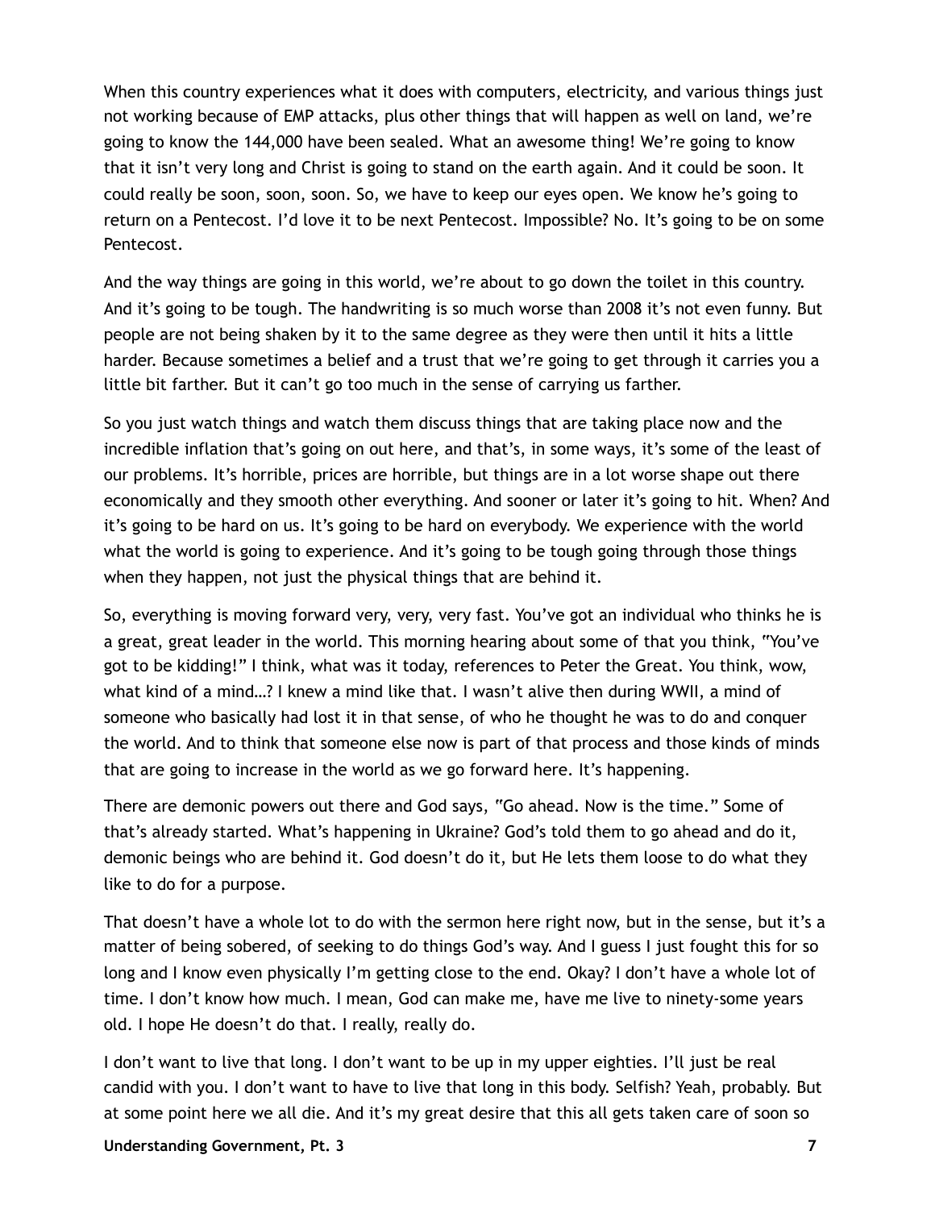When this country experiences what it does with computers, electricity, and various things just not working because of EMP attacks, plus other things that will happen as well on land, we're going to know the 144,000 have been sealed. What an awesome thing! We're going to know that it isn't very long and Christ is going to stand on the earth again. And it could be soon. It could really be soon, soon, soon. So, we have to keep our eyes open. We know he's going to return on a Pentecost. I'd love it to be next Pentecost. Impossible? No. It's going to be on some Pentecost.

And the way things are going in this world, we're about to go down the toilet in this country. And it's going to be tough. The handwriting is so much worse than 2008 it's not even funny. But people are not being shaken by it to the same degree as they were then until it hits a little harder. Because sometimes a belief and a trust that we're going to get through it carries you a little bit farther. But it can't go too much in the sense of carrying us farther.

So you just watch things and watch them discuss things that are taking place now and the incredible inflation that's going on out here, and that's, in some ways, it's some of the least of our problems. It's horrible, prices are horrible, but things are in a lot worse shape out there economically and they smooth other everything. And sooner or later it's going to hit. When? And it's going to be hard on us. It's going to be hard on everybody. We experience with the world what the world is going to experience. And it's going to be tough going through those things when they happen, not just the physical things that are behind it.

So, everything is moving forward very, very, very fast. You've got an individual who thinks he is a great, great leader in the world. This morning hearing about some of that you think, "You've got to be kidding!" I think, what was it today, references to Peter the Great. You think, wow, what kind of a mind…? I knew a mind like that. I wasn't alive then during WWII, a mind of someone who basically had lost it in that sense, of who he thought he was to do and conquer the world. And to think that someone else now is part of that process and those kinds of minds that are going to increase in the world as we go forward here. It's happening.

There are demonic powers out there and God says, "Go ahead. Now is the time." Some of that's already started. What's happening in Ukraine? God's told them to go ahead and do it, demonic beings who are behind it. God doesn't do it, but He lets them loose to do what they like to do for a purpose.

That doesn't have a whole lot to do with the sermon here right now, but in the sense, but it's a matter of being sobered, of seeking to do things God's way. And I guess I just fought this for so long and I know even physically I'm getting close to the end. Okay? I don't have a whole lot of time. I don't know how much. I mean, God can make me, have me live to ninety-some years old. I hope He doesn't do that. I really, really do.

I don't want to live that long. I don't want to be up in my upper eighties. I'll just be real candid with you. I don't want to have to live that long in this body. Selfish? Yeah, probably. But at some point here we all die. And it's my great desire that this all gets taken care of soon so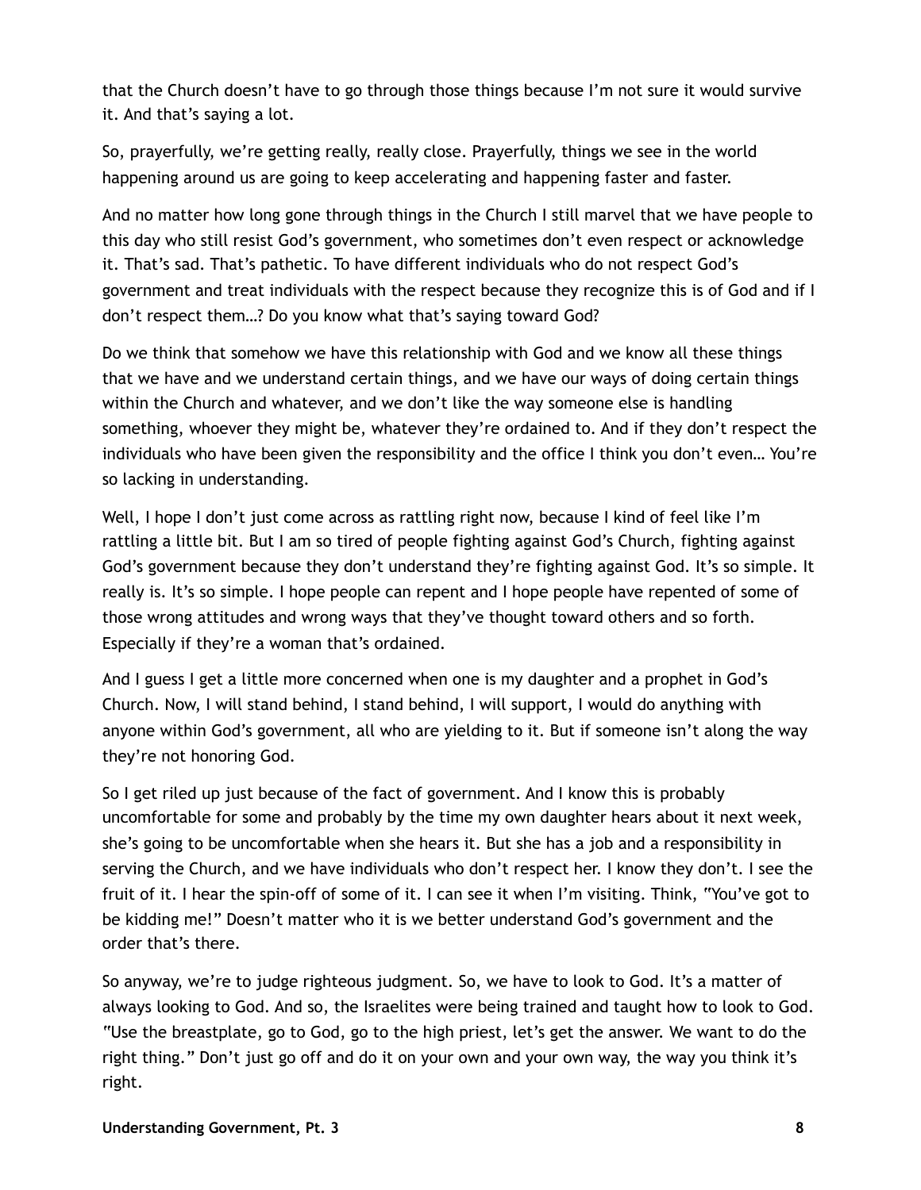that the Church doesn't have to go through those things because I'm not sure it would survive it. And that's saying a lot.

So, prayerfully, we're getting really, really close. Prayerfully, things we see in the world happening around us are going to keep accelerating and happening faster and faster.

And no matter how long gone through things in the Church I still marvel that we have people to this day who still resist God's government, who sometimes don't even respect or acknowledge it. That's sad. That's pathetic. To have different individuals who do not respect God's government and treat individuals with the respect because they recognize this is of God and if I don't respect them…? Do you know what that's saying toward God?

Do we think that somehow we have this relationship with God and we know all these things that we have and we understand certain things, and we have our ways of doing certain things within the Church and whatever, and we don't like the way someone else is handling something, whoever they might be, whatever they're ordained to. And if they don't respect the individuals who have been given the responsibility and the office I think you don't even… You're so lacking in understanding.

Well, I hope I don't just come across as rattling right now, because I kind of feel like I'm rattling a little bit. But I am so tired of people fighting against God's Church, fighting against God's government because they don't understand they're fighting against God. It's so simple. It really is. It's so simple. I hope people can repent and I hope people have repented of some of those wrong attitudes and wrong ways that they've thought toward others and so forth. Especially if they're a woman that's ordained.

And I guess I get a little more concerned when one is my daughter and a prophet in God's Church. Now, I will stand behind, I stand behind, I will support, I would do anything with anyone within God's government, all who are yielding to it. But if someone isn't along the way they're not honoring God.

So I get riled up just because of the fact of government. And I know this is probably uncomfortable for some and probably by the time my own daughter hears about it next week, she's going to be uncomfortable when she hears it. But she has a job and a responsibility in serving the Church, and we have individuals who don't respect her. I know they don't. I see the fruit of it. I hear the spin-off of some of it. I can see it when I'm visiting. Think, "You've got to be kidding me!" Doesn't matter who it is we better understand God's government and the order that's there.

So anyway, we're to judge righteous judgment. So, we have to look to God. It's a matter of always looking to God. And so, the Israelites were being trained and taught how to look to God. "Use the breastplate, go to God, go to the high priest, let's get the answer. We want to do the right thing." Don't just go off and do it on your own and your own way, the way you think it's right.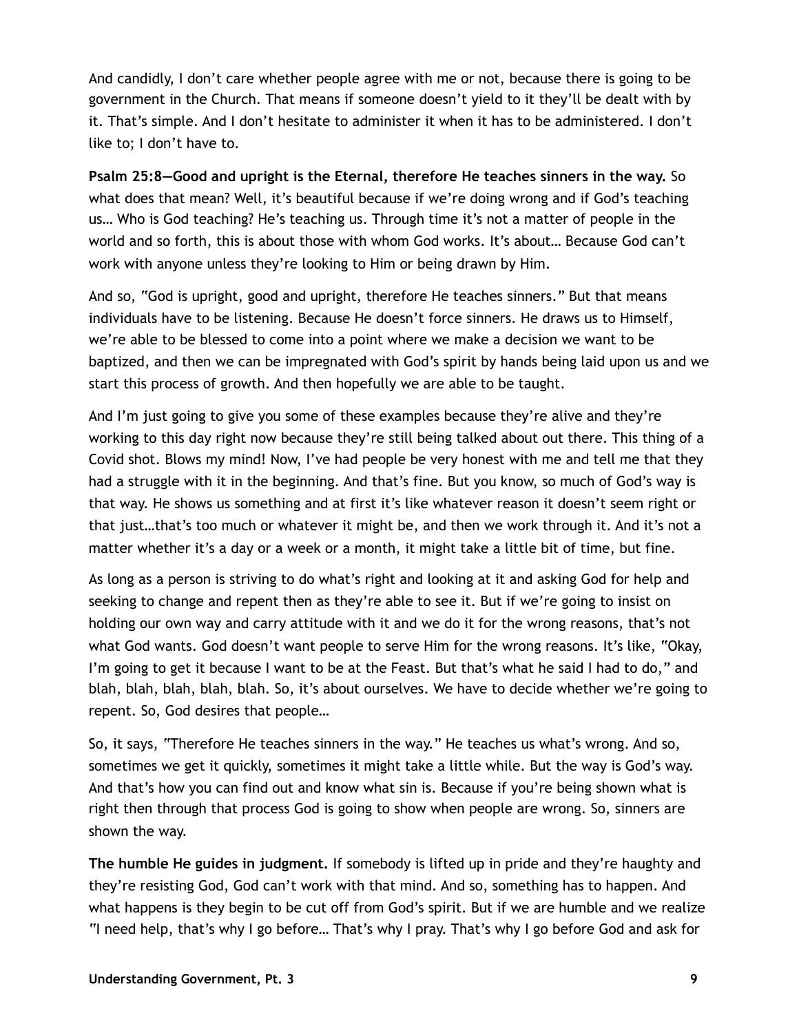And candidly, I don't care whether people agree with me or not, because there is going to be government in the Church. That means if someone doesn't yield to it they'll be dealt with by it. That's simple. And I don't hesitate to administer it when it has to be administered. I don't like to; I don't have to.

**Psalm 25:8—Good and upright is the Eternal, therefore He teaches sinners in the way.** So what does that mean? Well, it's beautiful because if we're doing wrong and if God's teaching us… Who is God teaching? He's teaching us. Through time it's not a matter of people in the world and so forth, this is about those with whom God works. It's about… Because God can't work with anyone unless they're looking to Him or being drawn by Him.

And so, "God is upright, good and upright, therefore He teaches sinners." But that means individuals have to be listening. Because He doesn't force sinners. He draws us to Himself, we're able to be blessed to come into a point where we make a decision we want to be baptized, and then we can be impregnated with God's spirit by hands being laid upon us and we start this process of growth. And then hopefully we are able to be taught.

And I'm just going to give you some of these examples because they're alive and they're working to this day right now because they're still being talked about out there. This thing of a Covid shot. Blows my mind! Now, I've had people be very honest with me and tell me that they had a struggle with it in the beginning. And that's fine. But you know, so much of God's way is that way. He shows us something and at first it's like whatever reason it doesn't seem right or that just…that's too much or whatever it might be, and then we work through it. And it's not a matter whether it's a day or a week or a month, it might take a little bit of time, but fine.

As long as a person is striving to do what's right and looking at it and asking God for help and seeking to change and repent then as they're able to see it. But if we're going to insist on holding our own way and carry attitude with it and we do it for the wrong reasons, that's not what God wants. God doesn't want people to serve Him for the wrong reasons. It's like, "Okay, I'm going to get it because I want to be at the Feast. But that's what he said I had to do," and blah, blah, blah, blah, blah. So, it's about ourselves. We have to decide whether we're going to repent. So, God desires that people…

So, it says, "Therefore He teaches sinners in the way." He teaches us what's wrong. And so, sometimes we get it quickly, sometimes it might take a little while. But the way is God's way. And that's how you can find out and know what sin is. Because if you're being shown what is right then through that process God is going to show when people are wrong. So, sinners are shown the way.

**The humble He guides in judgment.** If somebody is lifted up in pride and they're haughty and they're resisting God, God can't work with that mind. And so, something has to happen. And what happens is they begin to be cut off from God's spirit. But if we are humble and we realize "I need help, that's why I go before… That's why I pray. That's why I go before God and ask for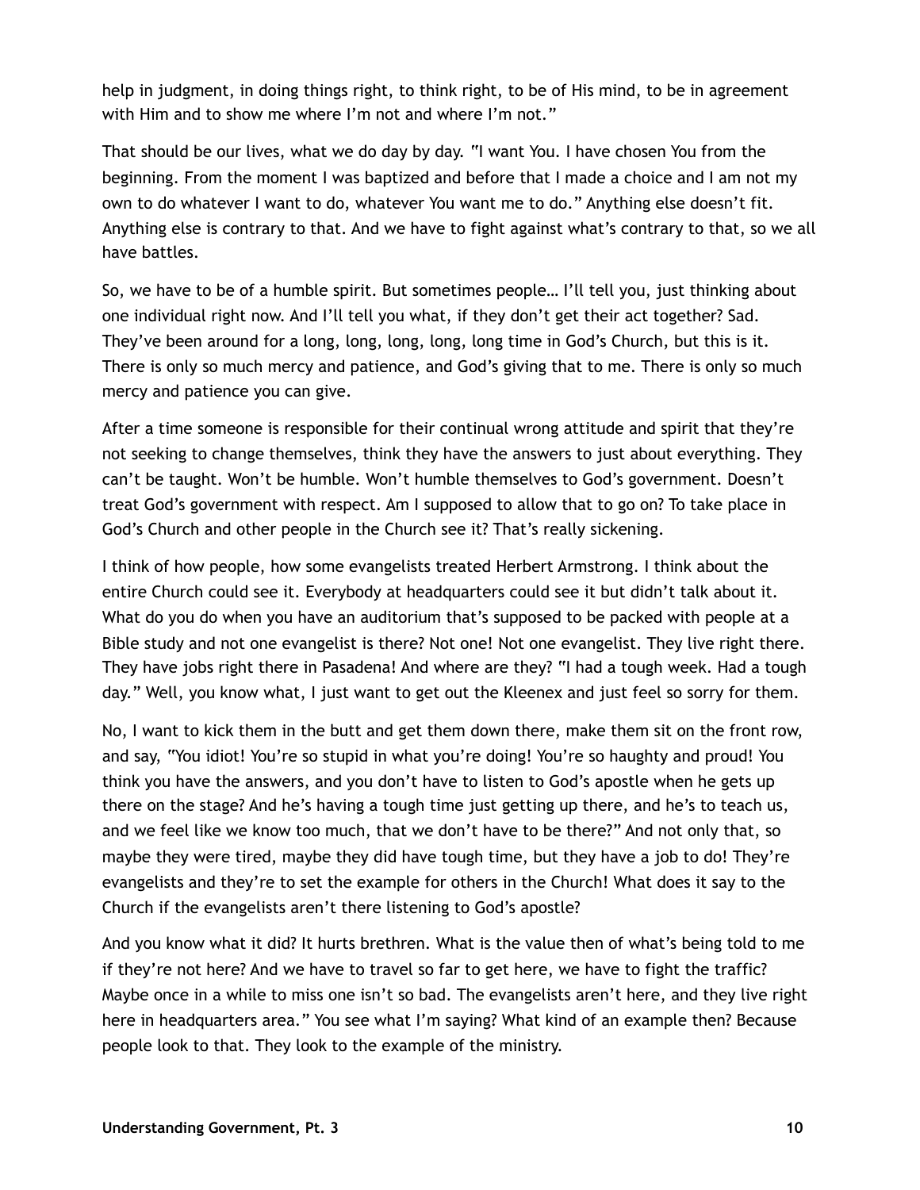help in judgment, in doing things right, to think right, to be of His mind, to be in agreement with Him and to show me where I'm not and where I'm not."

That should be our lives, what we do day by day. "I want You. I have chosen You from the beginning. From the moment I was baptized and before that I made a choice and I am not my own to do whatever I want to do, whatever You want me to do." Anything else doesn't fit. Anything else is contrary to that. And we have to fight against what's contrary to that, so we all have battles.

So, we have to be of a humble spirit. But sometimes people… I'll tell you, just thinking about one individual right now. And I'll tell you what, if they don't get their act together? Sad. They've been around for a long, long, long, long, long time in God's Church, but this is it. There is only so much mercy and patience, and God's giving that to me. There is only so much mercy and patience you can give.

After a time someone is responsible for their continual wrong attitude and spirit that they're not seeking to change themselves, think they have the answers to just about everything. They can't be taught. Won't be humble. Won't humble themselves to God's government. Doesn't treat God's government with respect. Am I supposed to allow that to go on? To take place in God's Church and other people in the Church see it? That's really sickening.

I think of how people, how some evangelists treated Herbert Armstrong. I think about the entire Church could see it. Everybody at headquarters could see it but didn't talk about it. What do you do when you have an auditorium that's supposed to be packed with people at a Bible study and not one evangelist is there? Not one! Not one evangelist. They live right there. They have jobs right there in Pasadena! And where are they? "I had a tough week. Had a tough day." Well, you know what, I just want to get out the Kleenex and just feel so sorry for them.

No, I want to kick them in the butt and get them down there, make them sit on the front row, and say, "You idiot! You're so stupid in what you're doing! You're so haughty and proud! You think you have the answers, and you don't have to listen to God's apostle when he gets up there on the stage? And he's having a tough time just getting up there, and he's to teach us, and we feel like we know too much, that we don't have to be there?" And not only that, so maybe they were tired, maybe they did have tough time, but they have a job to do! They're evangelists and they're to set the example for others in the Church! What does it say to the Church if the evangelists aren't there listening to God's apostle?

And you know what it did? It hurts brethren. What is the value then of what's being told to me if they're not here? And we have to travel so far to get here, we have to fight the traffic? Maybe once in a while to miss one isn't so bad. The evangelists aren't here, and they live right here in headquarters area." You see what I'm saying? What kind of an example then? Because people look to that. They look to the example of the ministry.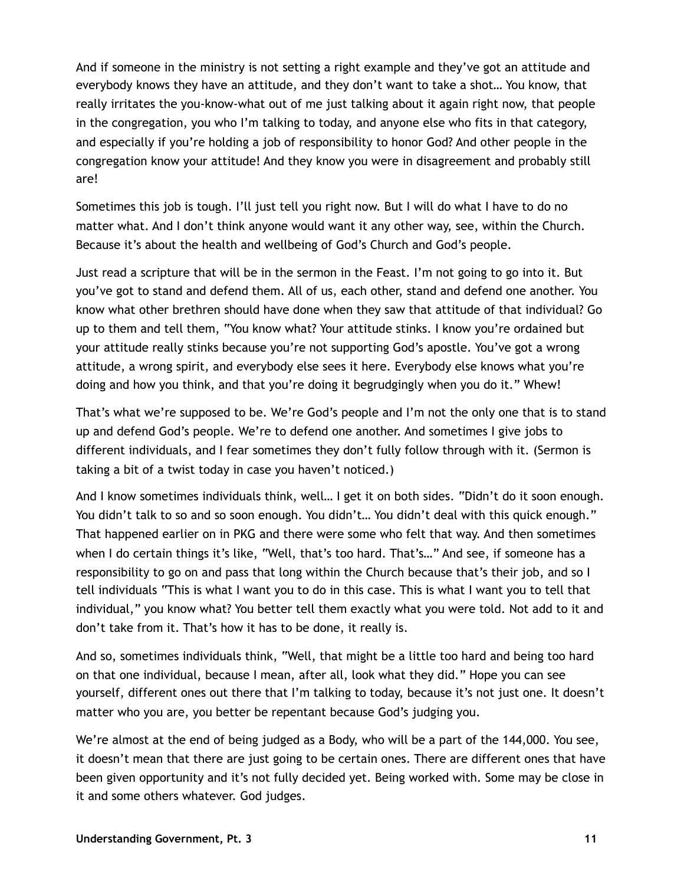And if someone in the ministry is not setting a right example and they've got an attitude and everybody knows they have an attitude, and they don't want to take a shot… You know, that really irritates the you-know-what out of me just talking about it again right now, that people in the congregation, you who I'm talking to today, and anyone else who fits in that category, and especially if you're holding a job of responsibility to honor God? And other people in the congregation know your attitude! And they know you were in disagreement and probably still are!

Sometimes this job is tough. I'll just tell you right now. But I will do what I have to do no matter what. And I don't think anyone would want it any other way, see, within the Church. Because it's about the health and wellbeing of God's Church and God's people.

Just read a scripture that will be in the sermon in the Feast. I'm not going to go into it. But you've got to stand and defend them. All of us, each other, stand and defend one another. You know what other brethren should have done when they saw that attitude of that individual? Go up to them and tell them, "You know what? Your attitude stinks. I know you're ordained but your attitude really stinks because you're not supporting God's apostle. You've got a wrong attitude, a wrong spirit, and everybody else sees it here. Everybody else knows what you're doing and how you think, and that you're doing it begrudgingly when you do it." Whew!

That's what we're supposed to be. We're God's people and I'm not the only one that is to stand up and defend God's people. We're to defend one another. And sometimes I give jobs to different individuals, and I fear sometimes they don't fully follow through with it. (Sermon is taking a bit of a twist today in case you haven't noticed.)

And I know sometimes individuals think, well… I get it on both sides. "Didn't do it soon enough. You didn't talk to so and so soon enough. You didn't… You didn't deal with this quick enough." That happened earlier on in PKG and there were some who felt that way. And then sometimes when I do certain things it's like, "Well, that's too hard. That's…" And see, if someone has a responsibility to go on and pass that long within the Church because that's their job, and so I tell individuals "This is what I want you to do in this case. This is what I want you to tell that individual," you know what? You better tell them exactly what you were told. Not add to it and don't take from it. That's how it has to be done, it really is.

And so, sometimes individuals think, "Well, that might be a little too hard and being too hard on that one individual, because I mean, after all, look what they did." Hope you can see yourself, different ones out there that I'm talking to today, because it's not just one. It doesn't matter who you are, you better be repentant because God's judging you.

We're almost at the end of being judged as a Body, who will be a part of the 144,000. You see, it doesn't mean that there are just going to be certain ones. There are different ones that have been given opportunity and it's not fully decided yet. Being worked with. Some may be close in it and some others whatever. God judges.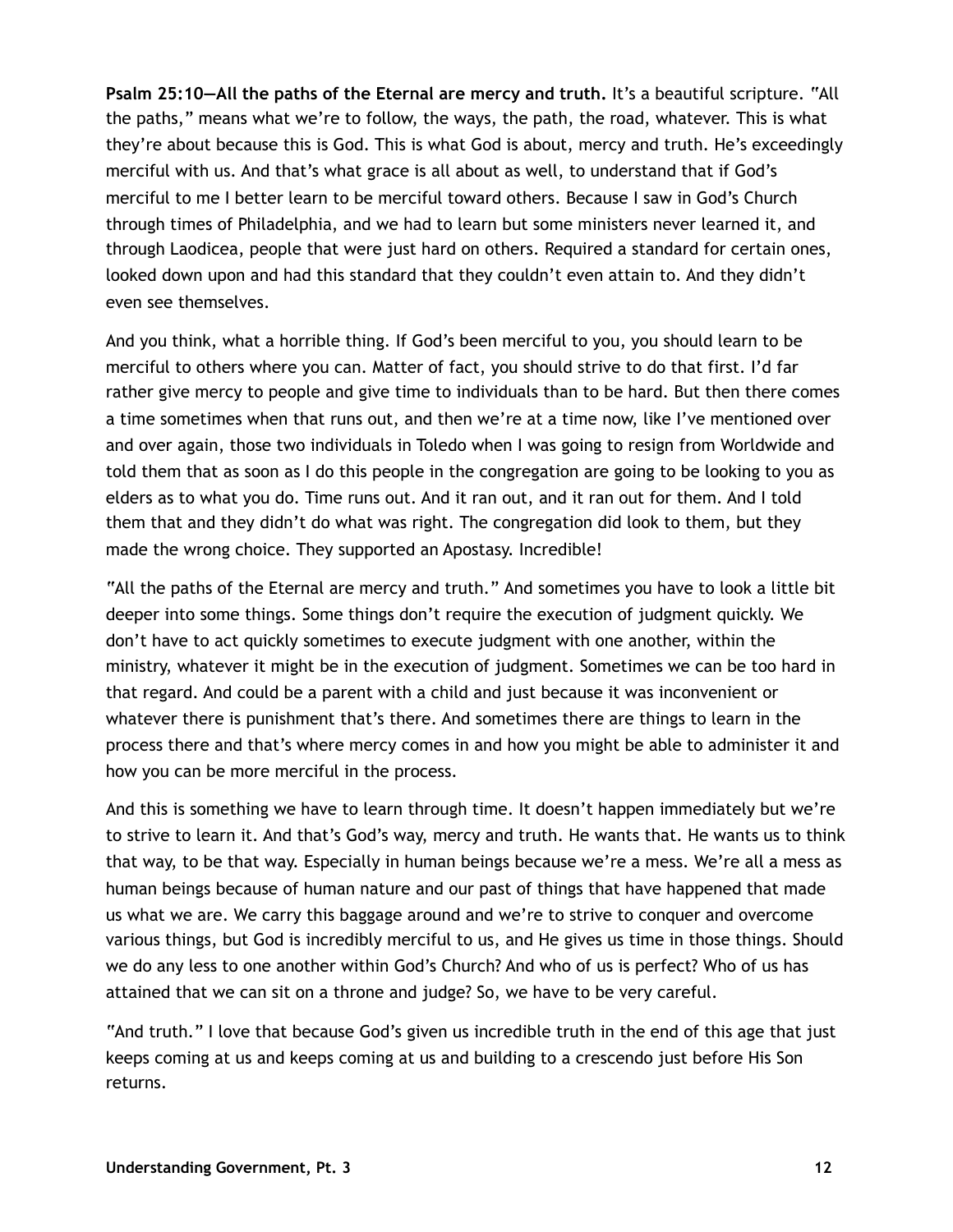**Psalm 25:10—All the paths of the Eternal are mercy and truth.** It's a beautiful scripture. "All the paths," means what we're to follow, the ways, the path, the road, whatever. This is what they're about because this is God. This is what God is about, mercy and truth. He's exceedingly merciful with us. And that's what grace is all about as well, to understand that if God's merciful to me I better learn to be merciful toward others. Because I saw in God's Church through times of Philadelphia, and we had to learn but some ministers never learned it, and through Laodicea, people that were just hard on others. Required a standard for certain ones, looked down upon and had this standard that they couldn't even attain to. And they didn't even see themselves.

And you think, what a horrible thing. If God's been merciful to you, you should learn to be merciful to others where you can. Matter of fact, you should strive to do that first. I'd far rather give mercy to people and give time to individuals than to be hard. But then there comes a time sometimes when that runs out, and then we're at a time now, like I've mentioned over and over again, those two individuals in Toledo when I was going to resign from Worldwide and told them that as soon as I do this people in the congregation are going to be looking to you as elders as to what you do. Time runs out. And it ran out, and it ran out for them. And I told them that and they didn't do what was right. The congregation did look to them, but they made the wrong choice. They supported an Apostasy. Incredible!

"All the paths of the Eternal are mercy and truth." And sometimes you have to look a little bit deeper into some things. Some things don't require the execution of judgment quickly. We don't have to act quickly sometimes to execute judgment with one another, within the ministry, whatever it might be in the execution of judgment. Sometimes we can be too hard in that regard. And could be a parent with a child and just because it was inconvenient or whatever there is punishment that's there. And sometimes there are things to learn in the process there and that's where mercy comes in and how you might be able to administer it and how you can be more merciful in the process.

And this is something we have to learn through time. It doesn't happen immediately but we're to strive to learn it. And that's God's way, mercy and truth. He wants that. He wants us to think that way, to be that way. Especially in human beings because we're a mess. We're all a mess as human beings because of human nature and our past of things that have happened that made us what we are. We carry this baggage around and we're to strive to conquer and overcome various things, but God is incredibly merciful to us, and He gives us time in those things. Should we do any less to one another within God's Church? And who of us is perfect? Who of us has attained that we can sit on a throne and judge? So, we have to be very careful.

"And truth." I love that because God's given us incredible truth in the end of this age that just keeps coming at us and keeps coming at us and building to a crescendo just before His Son returns.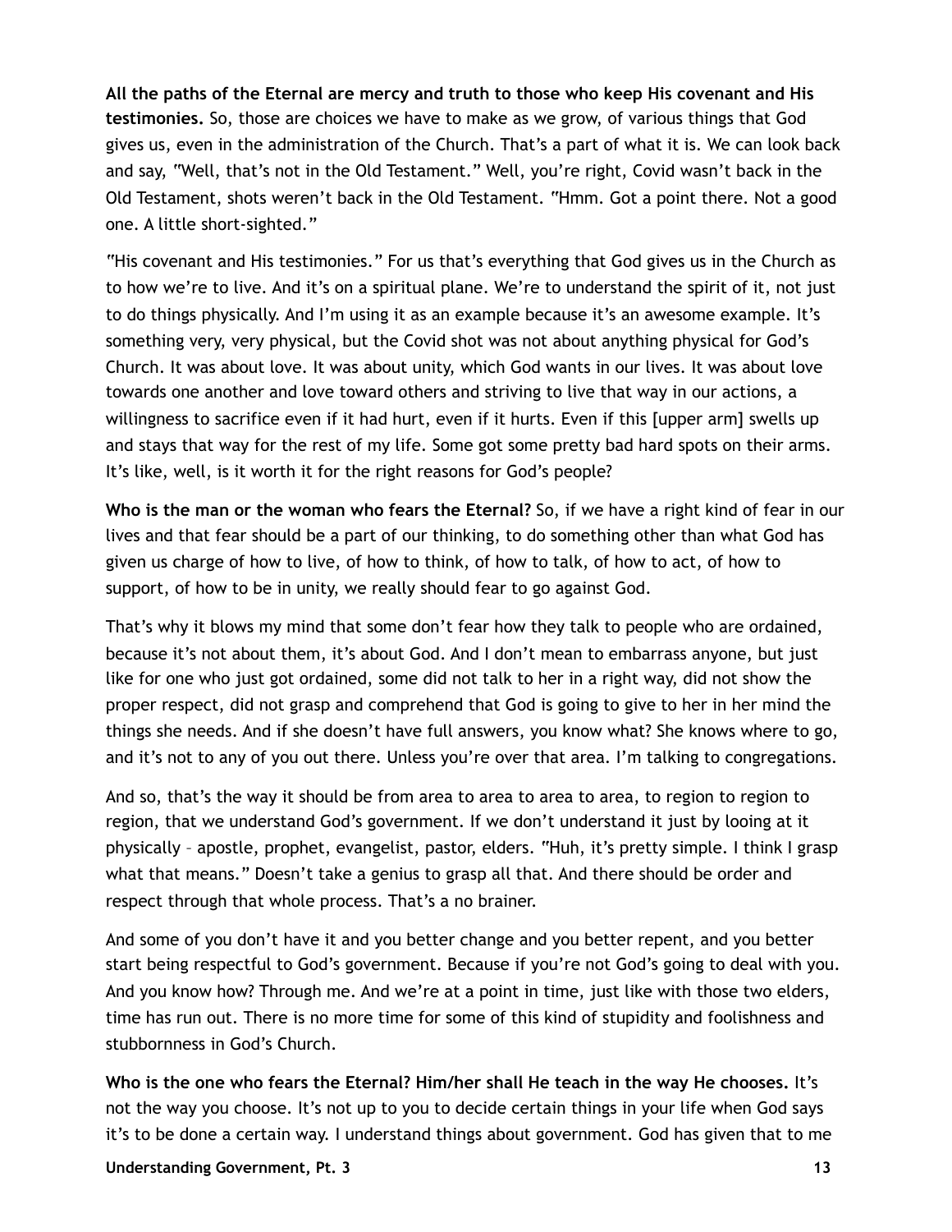**All the paths of the Eternal are mercy and truth to those who keep His covenant and His testimonies.** So, those are choices we have to make as we grow, of various things that God gives us, even in the administration of the Church. That's a part of what it is. We can look back and say, "Well, that's not in the Old Testament." Well, you're right, Covid wasn't back in the Old Testament, shots weren't back in the Old Testament. "Hmm. Got a point there. Not a good one. A little short-sighted."

"His covenant and His testimonies." For us that's everything that God gives us in the Church as to how we're to live. And it's on a spiritual plane. We're to understand the spirit of it, not just to do things physically. And I'm using it as an example because it's an awesome example. It's something very, very physical, but the Covid shot was not about anything physical for God's Church. It was about love. It was about unity, which God wants in our lives. It was about love towards one another and love toward others and striving to live that way in our actions, a willingness to sacrifice even if it had hurt, even if it hurts. Even if this [upper arm] swells up and stays that way for the rest of my life. Some got some pretty bad hard spots on their arms. It's like, well, is it worth it for the right reasons for God's people?

**Who is the man or the woman who fears the Eternal?** So, if we have a right kind of fear in our lives and that fear should be a part of our thinking, to do something other than what God has given us charge of how to live, of how to think, of how to talk, of how to act, of how to support, of how to be in unity, we really should fear to go against God.

That's why it blows my mind that some don't fear how they talk to people who are ordained, because it's not about them, it's about God. And I don't mean to embarrass anyone, but just like for one who just got ordained, some did not talk to her in a right way, did not show the proper respect, did not grasp and comprehend that God is going to give to her in her mind the things she needs. And if she doesn't have full answers, you know what? She knows where to go, and it's not to any of you out there. Unless you're over that area. I'm talking to congregations.

And so, that's the way it should be from area to area to area to area, to region to region to region, that we understand God's government. If we don't understand it just by looing at it physically – apostle, prophet, evangelist, pastor, elders. "Huh, it's pretty simple. I think I grasp what that means." Doesn't take a genius to grasp all that. And there should be order and respect through that whole process. That's a no brainer.

And some of you don't have it and you better change and you better repent, and you better start being respectful to God's government. Because if you're not God's going to deal with you. And you know how? Through me. And we're at a point in time, just like with those two elders, time has run out. There is no more time for some of this kind of stupidity and foolishness and stubbornness in God's Church.

**Who is the one who fears the Eternal? Him/her shall He teach in the way He chooses.** It's not the way you choose. It's not up to you to decide certain things in your life when God says it's to be done a certain way. I understand things about government. God has given that to me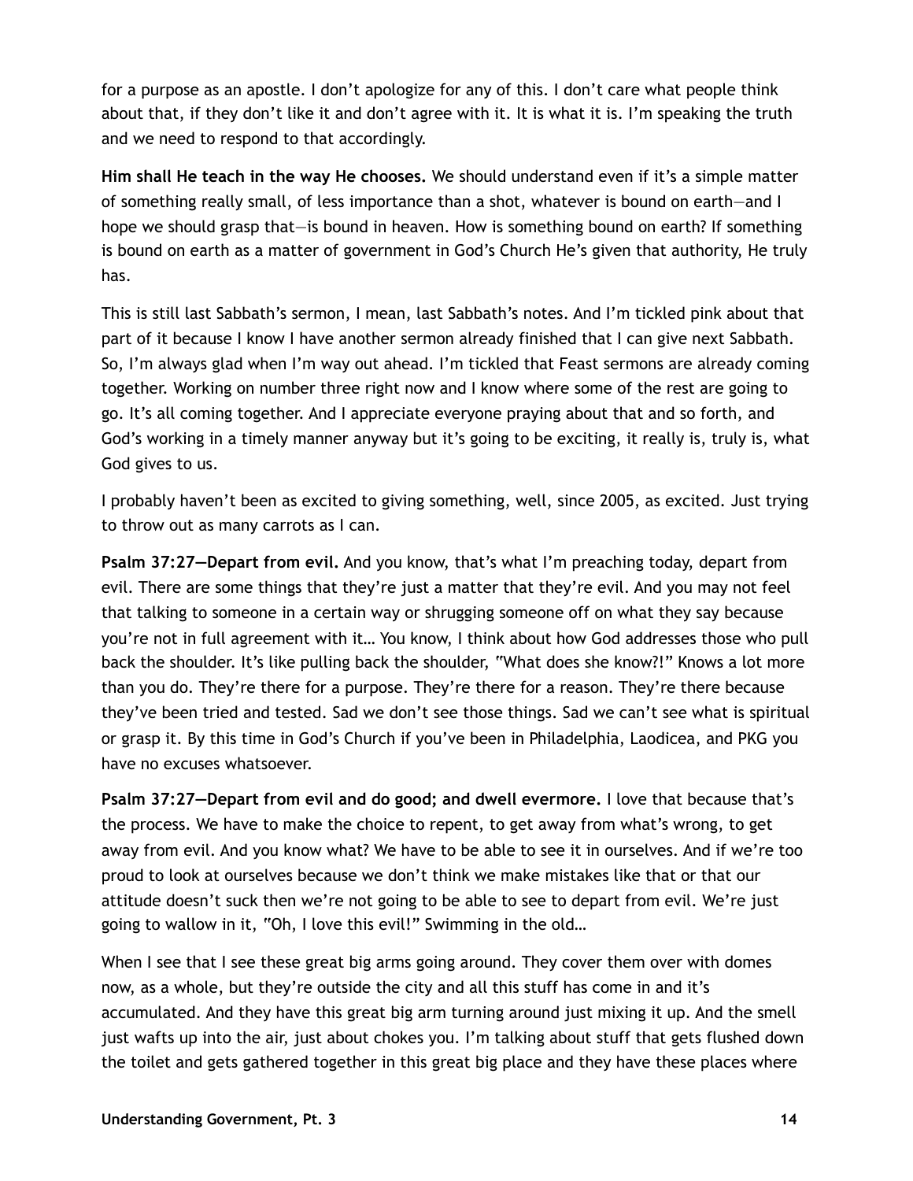for a purpose as an apostle. I don't apologize for any of this. I don't care what people think about that, if they don't like it and don't agree with it. It is what it is. I'm speaking the truth and we need to respond to that accordingly.

**Him shall He teach in the way He chooses.** We should understand even if it's a simple matter of something really small, of less importance than a shot, whatever is bound on earth—and I hope we should grasp that—is bound in heaven. How is something bound on earth? If something is bound on earth as a matter of government in God's Church He's given that authority, He truly has.

This is still last Sabbath's sermon, I mean, last Sabbath's notes. And I'm tickled pink about that part of it because I know I have another sermon already finished that I can give next Sabbath. So, I'm always glad when I'm way out ahead. I'm tickled that Feast sermons are already coming together. Working on number three right now and I know where some of the rest are going to go. It's all coming together. And I appreciate everyone praying about that and so forth, and God's working in a timely manner anyway but it's going to be exciting, it really is, truly is, what God gives to us.

I probably haven't been as excited to giving something, well, since 2005, as excited. Just trying to throw out as many carrots as I can.

**Psalm 37:27—Depart from evil.** And you know, that's what I'm preaching today, depart from evil. There are some things that they're just a matter that they're evil. And you may not feel that talking to someone in a certain way or shrugging someone off on what they say because you're not in full agreement with it… You know, I think about how God addresses those who pull back the shoulder. It's like pulling back the shoulder, "What does she know?!" Knows a lot more than you do. They're there for a purpose. They're there for a reason. They're there because they've been tried and tested. Sad we don't see those things. Sad we can't see what is spiritual or grasp it. By this time in God's Church if you've been in Philadelphia, Laodicea, and PKG you have no excuses whatsoever.

**Psalm 37:27—Depart from evil and do good; and dwell evermore.** I love that because that's the process. We have to make the choice to repent, to get away from what's wrong, to get away from evil. And you know what? We have to be able to see it in ourselves. And if we're too proud to look at ourselves because we don't think we make mistakes like that or that our attitude doesn't suck then we're not going to be able to see to depart from evil. We're just going to wallow in it, "Oh, I love this evil!" Swimming in the old…

When I see that I see these great big arms going around. They cover them over with domes now, as a whole, but they're outside the city and all this stuff has come in and it's accumulated. And they have this great big arm turning around just mixing it up. And the smell just wafts up into the air, just about chokes you. I'm talking about stuff that gets flushed down the toilet and gets gathered together in this great big place and they have these places where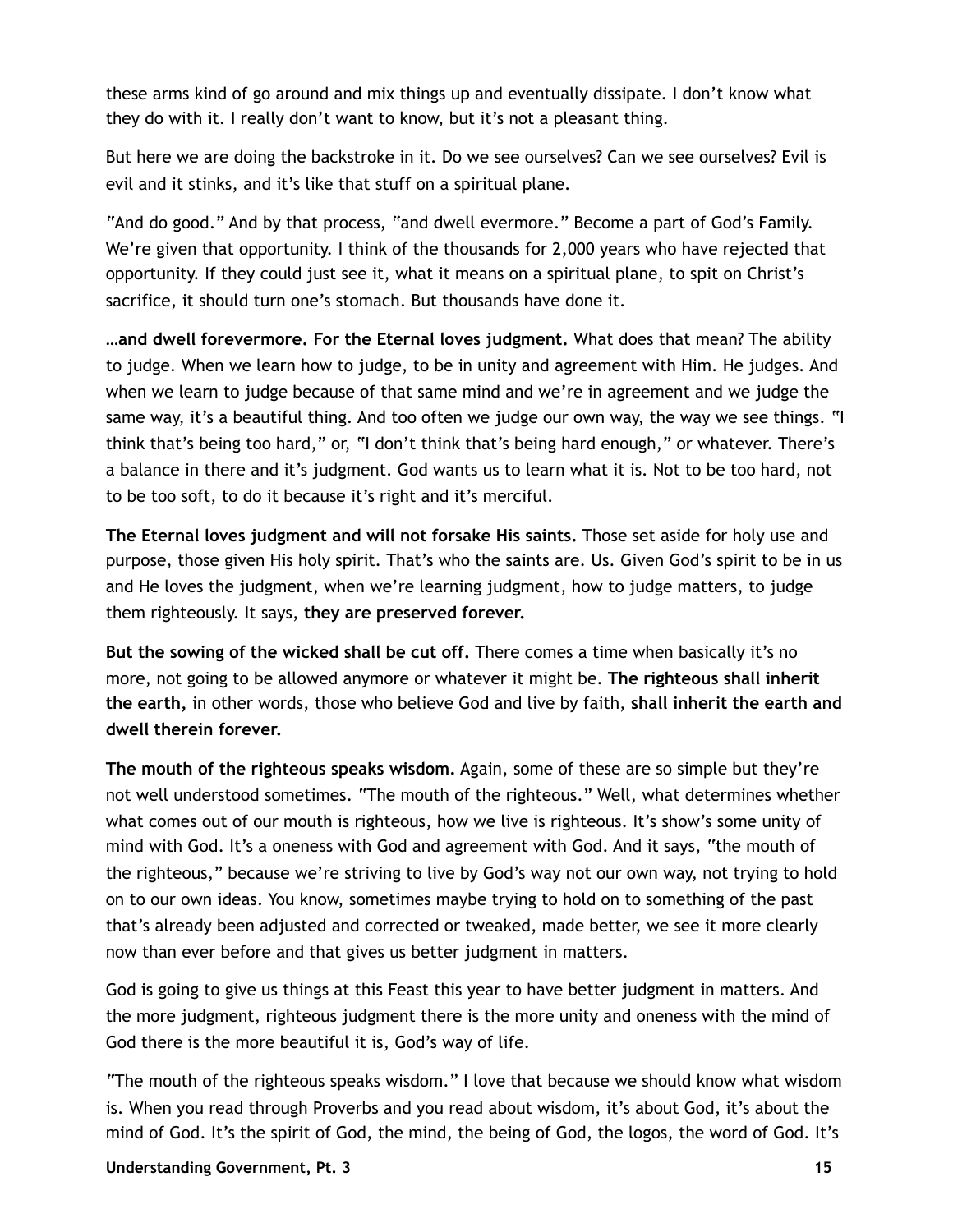these arms kind of go around and mix things up and eventually dissipate. I don't know what they do with it. I really don't want to know, but it's not a pleasant thing.

But here we are doing the backstroke in it. Do we see ourselves? Can we see ourselves? Evil is evil and it stinks, and it's like that stuff on a spiritual plane.

"And do good." And by that process, "and dwell evermore." Become a part of God's Family. We're given that opportunity. I think of the thousands for 2,000 years who have rejected that opportunity. If they could just see it, what it means on a spiritual plane, to spit on Christ's sacrifice, it should turn one's stomach. But thousands have done it.

**…and dwell forevermore. For the Eternal loves judgment.** What does that mean? The ability to judge. When we learn how to judge, to be in unity and agreement with Him. He judges. And when we learn to judge because of that same mind and we're in agreement and we judge the same way, it's a beautiful thing. And too often we judge our own way, the way we see things. "I think that's being too hard," or, "I don't think that's being hard enough," or whatever. There's a balance in there and it's judgment. God wants us to learn what it is. Not to be too hard, not to be too soft, to do it because it's right and it's merciful.

**The Eternal loves judgment and will not forsake His saints.** Those set aside for holy use and purpose, those given His holy spirit. That's who the saints are. Us. Given God's spirit to be in us and He loves the judgment, when we're learning judgment, how to judge matters, to judge them righteously. It says, **they are preserved forever.**

**But the sowing of the wicked shall be cut off.** There comes a time when basically it's no more, not going to be allowed anymore or whatever it might be. **The righteous shall inherit the earth,** in other words, those who believe God and live by faith, **shall inherit the earth and dwell therein forever.**

**The mouth of the righteous speaks wisdom.** Again, some of these are so simple but they're not well understood sometimes. "The mouth of the righteous." Well, what determines whether what comes out of our mouth is righteous, how we live is righteous. It's show's some unity of mind with God. It's a oneness with God and agreement with God. And it says, "the mouth of the righteous," because we're striving to live by God's way not our own way, not trying to hold on to our own ideas. You know, sometimes maybe trying to hold on to something of the past that's already been adjusted and corrected or tweaked, made better, we see it more clearly now than ever before and that gives us better judgment in matters.

God is going to give us things at this Feast this year to have better judgment in matters. And the more judgment, righteous judgment there is the more unity and oneness with the mind of God there is the more beautiful it is, God's way of life.

"The mouth of the righteous speaks wisdom." I love that because we should know what wisdom is. When you read through Proverbs and you read about wisdom, it's about God, it's about the mind of God. It's the spirit of God, the mind, the being of God, the logos, the word of God. It's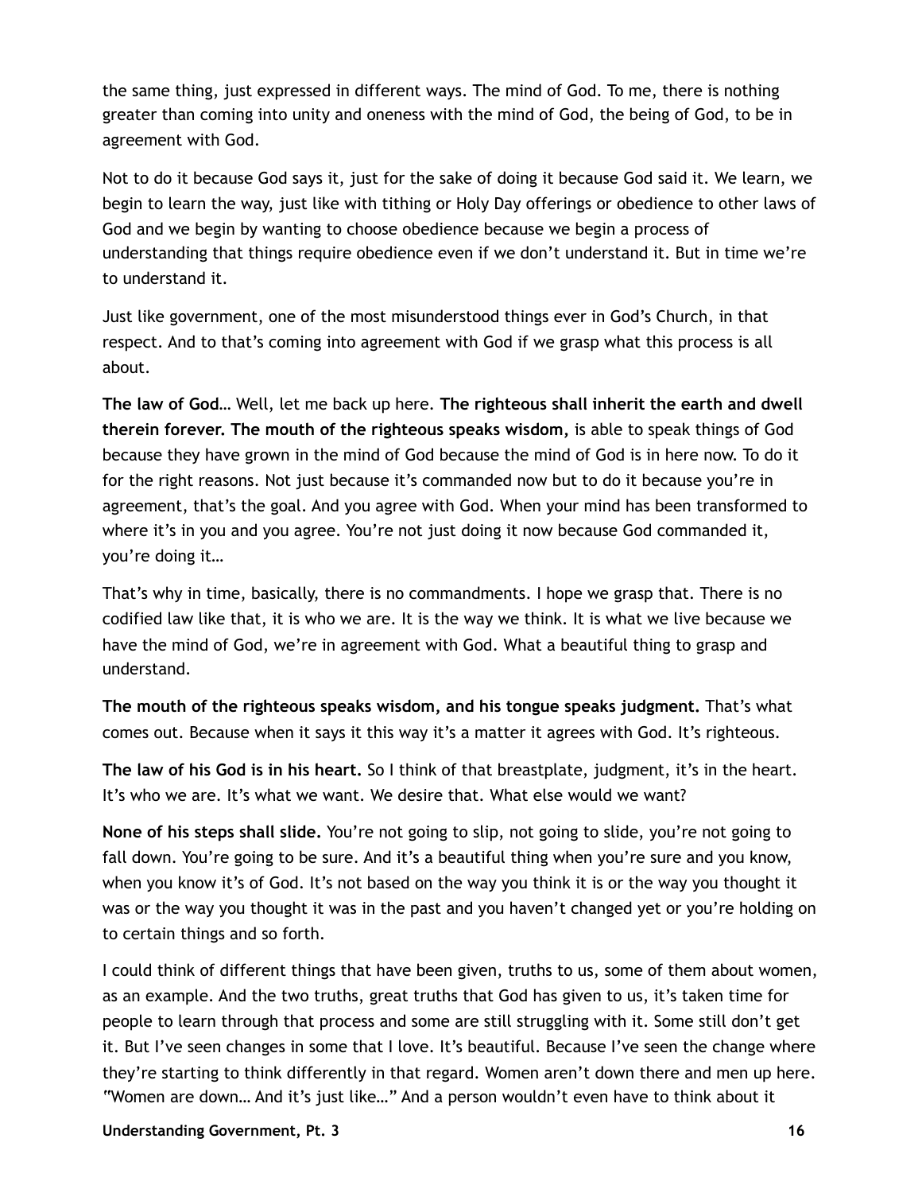the same thing, just expressed in different ways. The mind of God. To me, there is nothing greater than coming into unity and oneness with the mind of God, the being of God, to be in agreement with God.

Not to do it because God says it, just for the sake of doing it because God said it. We learn, we begin to learn the way, just like with tithing or Holy Day offerings or obedience to other laws of God and we begin by wanting to choose obedience because we begin a process of understanding that things require obedience even if we don't understand it. But in time we're to understand it.

Just like government, one of the most misunderstood things ever in God's Church, in that respect. And to that's coming into agreement with God if we grasp what this process is all about.

**The law of God…** Well, let me back up here. **The righteous shall inherit the earth and dwell therein forever. The mouth of the righteous speaks wisdom,** is able to speak things of God because they have grown in the mind of God because the mind of God is in here now. To do it for the right reasons. Not just because it's commanded now but to do it because you're in agreement, that's the goal. And you agree with God. When your mind has been transformed to where it's in you and you agree. You're not just doing it now because God commanded it, you're doing it…

That's why in time, basically, there is no commandments. I hope we grasp that. There is no codified law like that, it is who we are. It is the way we think. It is what we live because we have the mind of God, we're in agreement with God. What a beautiful thing to grasp and understand.

**The mouth of the righteous speaks wisdom, and his tongue speaks judgment.** That's what comes out. Because when it says it this way it's a matter it agrees with God. It's righteous.

**The law of his God is in his heart.** So I think of that breastplate, judgment, it's in the heart. It's who we are. It's what we want. We desire that. What else would we want?

**None of his steps shall slide.** You're not going to slip, not going to slide, you're not going to fall down. You're going to be sure. And it's a beautiful thing when you're sure and you know, when you know it's of God. It's not based on the way you think it is or the way you thought it was or the way you thought it was in the past and you haven't changed yet or you're holding on to certain things and so forth.

I could think of different things that have been given, truths to us, some of them about women, as an example. And the two truths, great truths that God has given to us, it's taken time for people to learn through that process and some are still struggling with it. Some still don't get it. But I've seen changes in some that I love. It's beautiful. Because I've seen the change where they're starting to think differently in that regard. Women aren't down there and men up here. "Women are down… And it's just like…" And a person wouldn't even have to think about it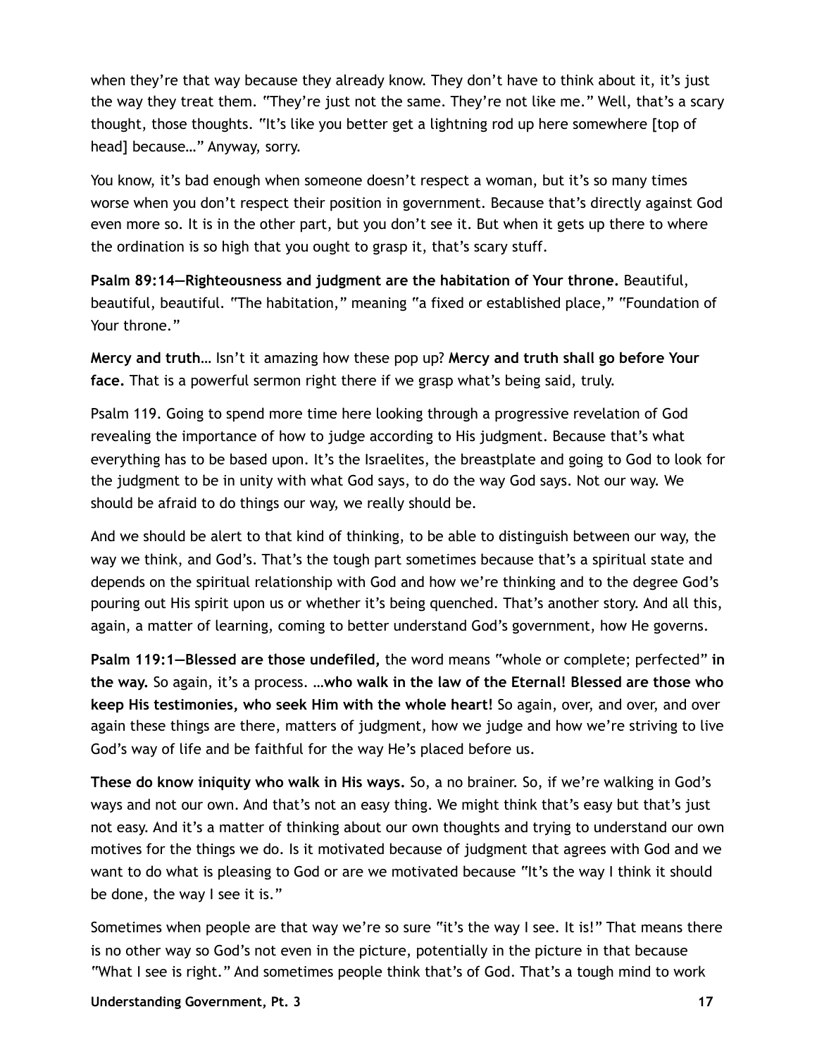when they're that way because they already know. They don't have to think about it, it's just the way they treat them. "They're just not the same. They're not like me." Well, that's a scary thought, those thoughts. "It's like you better get a lightning rod up here somewhere [top of head] because…" Anyway, sorry.

You know, it's bad enough when someone doesn't respect a woman, but it's so many times worse when you don't respect their position in government. Because that's directly against God even more so. It is in the other part, but you don't see it. But when it gets up there to where the ordination is so high that you ought to grasp it, that's scary stuff.

**Psalm 89:14—Righteousness and judgment are the habitation of Your throne.** Beautiful, beautiful, beautiful. "The habitation," meaning "a fixed or established place," "Foundation of Your throne."

**Mercy and truth**… Isn't it amazing how these pop up? **Mercy and truth shall go before Your face.** That is a powerful sermon right there if we grasp what's being said, truly.

Psalm 119. Going to spend more time here looking through a progressive revelation of God revealing the importance of how to judge according to His judgment. Because that's what everything has to be based upon. It's the Israelites, the breastplate and going to God to look for the judgment to be in unity with what God says, to do the way God says. Not our way. We should be afraid to do things our way, we really should be.

And we should be alert to that kind of thinking, to be able to distinguish between our way, the way we think, and God's. That's the tough part sometimes because that's a spiritual state and depends on the spiritual relationship with God and how we're thinking and to the degree God's pouring out His spirit upon us or whether it's being quenched. That's another story. And all this, again, a matter of learning, coming to better understand God's government, how He governs.

**Psalm 119:1—Blessed are those undefiled,** the word means "whole or complete; perfected" **in the way.** So again, it's a process. **…who walk in the law of the Eternal! Blessed are those who keep His testimonies, who seek Him with the whole heart!** So again, over, and over, and over again these things are there, matters of judgment, how we judge and how we're striving to live God's way of life and be faithful for the way He's placed before us.

**These do know iniquity who walk in His ways.** So, a no brainer. So, if we're walking in God's ways and not our own. And that's not an easy thing. We might think that's easy but that's just not easy. And it's a matter of thinking about our own thoughts and trying to understand our own motives for the things we do. Is it motivated because of judgment that agrees with God and we want to do what is pleasing to God or are we motivated because "It's the way I think it should be done, the way I see it is."

Sometimes when people are that way we're so sure "it's the way I see. It is!" That means there is no other way so God's not even in the picture, potentially in the picture in that because "What I see is right." And sometimes people think that's of God. That's a tough mind to work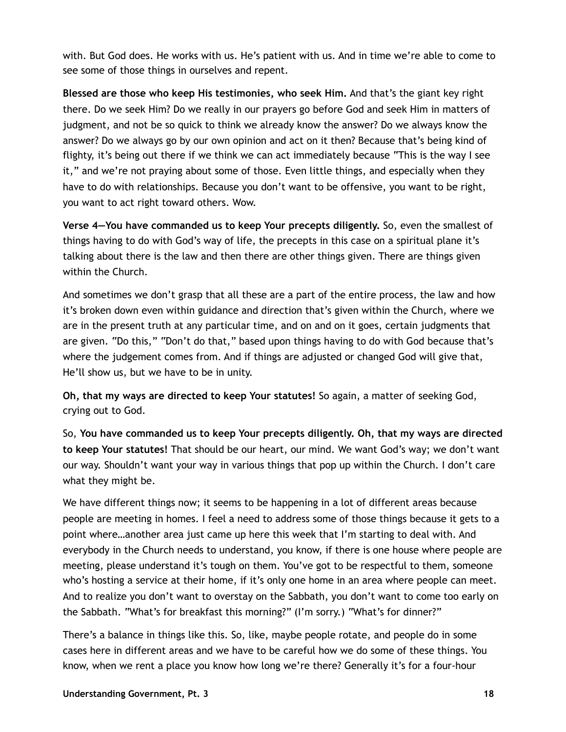with. But God does. He works with us. He's patient with us. And in time we're able to come to see some of those things in ourselves and repent.

**Blessed are those who keep His testimonies, who seek Him.** And that's the giant key right there. Do we seek Him? Do we really in our prayers go before God and seek Him in matters of judgment, and not be so quick to think we already know the answer? Do we always know the answer? Do we always go by our own opinion and act on it then? Because that's being kind of flighty, it's being out there if we think we can act immediately because "This is the way I see it," and we're not praying about some of those. Even little things, and especially when they have to do with relationships. Because you don't want to be offensive, you want to be right, you want to act right toward others. Wow.

**Verse 4—You have commanded us to keep Your precepts diligently.** So, even the smallest of things having to do with God's way of life, the precepts in this case on a spiritual plane it's talking about there is the law and then there are other things given. There are things given within the Church.

And sometimes we don't grasp that all these are a part of the entire process, the law and how it's broken down even within guidance and direction that's given within the Church, where we are in the present truth at any particular time, and on and on it goes, certain judgments that are given. "Do this," "Don't do that," based upon things having to do with God because that's where the judgement comes from. And if things are adjusted or changed God will give that, He'll show us, but we have to be in unity.

**Oh, that my ways are directed to keep Your statutes!** So again, a matter of seeking God, crying out to God.

So, **You have commanded us to keep Your precepts diligently. Oh, that my ways are directed to keep Your statutes!** That should be our heart, our mind. We want God's way; we don't want our way. Shouldn't want your way in various things that pop up within the Church. I don't care what they might be.

We have different things now; it seems to be happening in a lot of different areas because people are meeting in homes. I feel a need to address some of those things because it gets to a point where…another area just came up here this week that I'm starting to deal with. And everybody in the Church needs to understand, you know, if there is one house where people are meeting, please understand it's tough on them. You've got to be respectful to them, someone who's hosting a service at their home, if it's only one home in an area where people can meet. And to realize you don't want to overstay on the Sabbath, you don't want to come too early on the Sabbath. "What's for breakfast this morning?" (I'm sorry.) "What's for dinner?"

There's a balance in things like this. So, like, maybe people rotate, and people do in some cases here in different areas and we have to be careful how we do some of these things. You know, when we rent a place you know how long we're there? Generally it's for a four-hour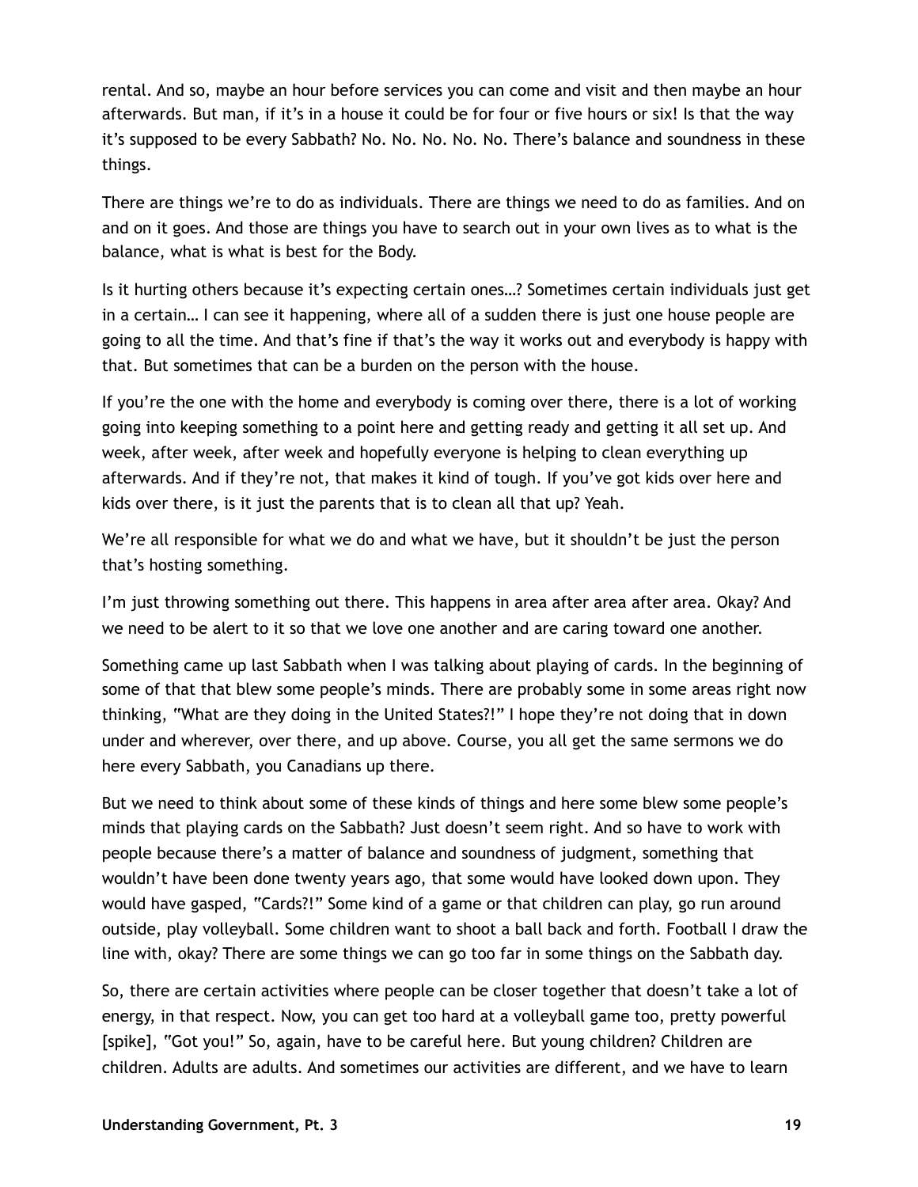rental. And so, maybe an hour before services you can come and visit and then maybe an hour afterwards. But man, if it's in a house it could be for four or five hours or six! Is that the way it's supposed to be every Sabbath? No. No. No. No. No. There's balance and soundness in these things.

There are things we're to do as individuals. There are things we need to do as families. And on and on it goes. And those are things you have to search out in your own lives as to what is the balance, what is what is best for the Body.

Is it hurting others because it's expecting certain ones…? Sometimes certain individuals just get in a certain… I can see it happening, where all of a sudden there is just one house people are going to all the time. And that's fine if that's the way it works out and everybody is happy with that. But sometimes that can be a burden on the person with the house.

If you're the one with the home and everybody is coming over there, there is a lot of working going into keeping something to a point here and getting ready and getting it all set up. And week, after week, after week and hopefully everyone is helping to clean everything up afterwards. And if they're not, that makes it kind of tough. If you've got kids over here and kids over there, is it just the parents that is to clean all that up? Yeah.

We're all responsible for what we do and what we have, but it shouldn't be just the person that's hosting something.

I'm just throwing something out there. This happens in area after area after area. Okay? And we need to be alert to it so that we love one another and are caring toward one another.

Something came up last Sabbath when I was talking about playing of cards. In the beginning of some of that that blew some people's minds. There are probably some in some areas right now thinking, "What are they doing in the United States?!" I hope they're not doing that in down under and wherever, over there, and up above. Course, you all get the same sermons we do here every Sabbath, you Canadians up there.

But we need to think about some of these kinds of things and here some blew some people's minds that playing cards on the Sabbath? Just doesn't seem right. And so have to work with people because there's a matter of balance and soundness of judgment, something that wouldn't have been done twenty years ago, that some would have looked down upon. They would have gasped, "Cards?!" Some kind of a game or that children can play, go run around outside, play volleyball. Some children want to shoot a ball back and forth. Football I draw the line with, okay? There are some things we can go too far in some things on the Sabbath day.

So, there are certain activities where people can be closer together that doesn't take a lot of energy, in that respect. Now, you can get too hard at a volleyball game too, pretty powerful [spike], "Got you!" So, again, have to be careful here. But young children? Children are children. Adults are adults. And sometimes our activities are different, and we have to learn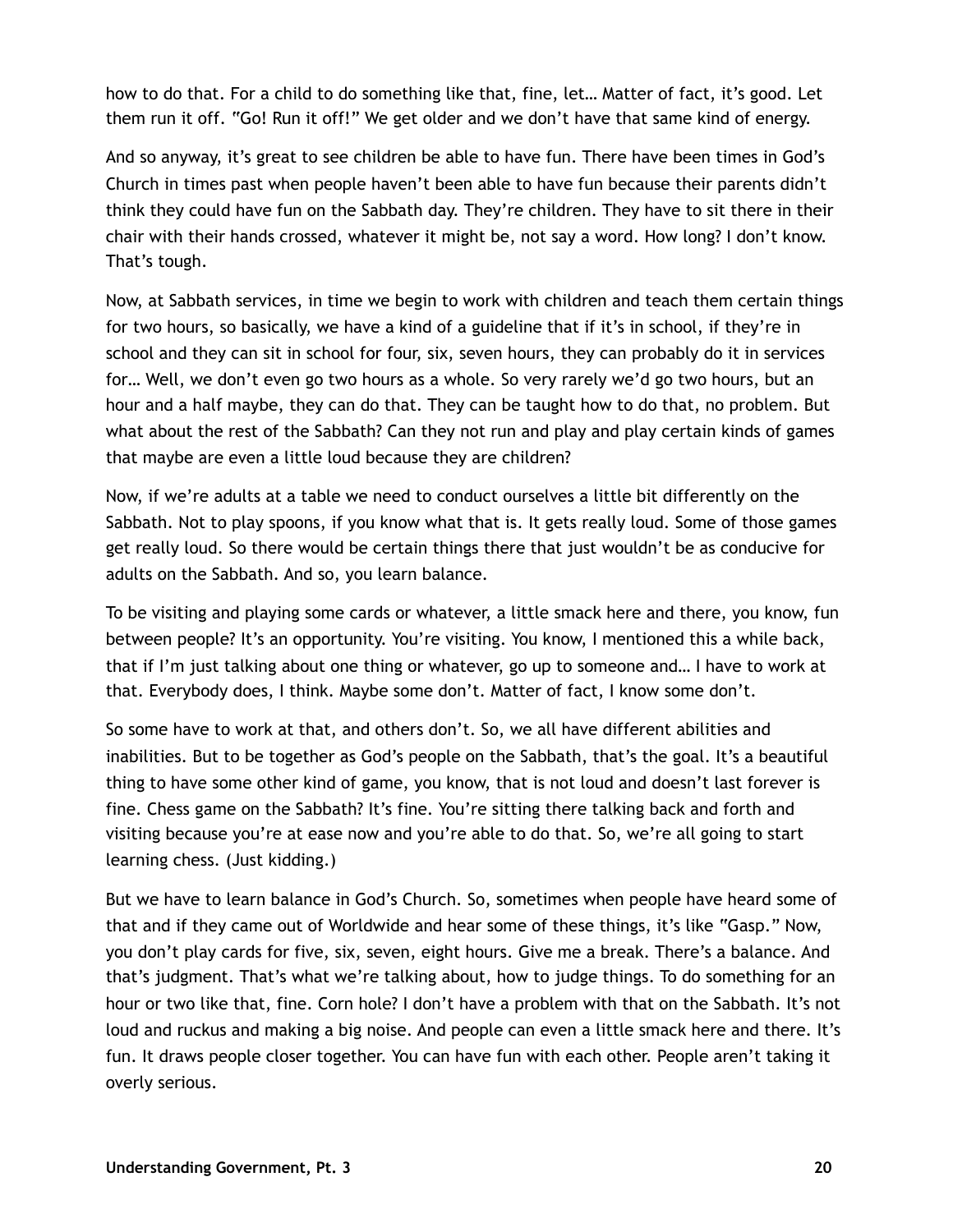how to do that. For a child to do something like that, fine, let… Matter of fact, it's good. Let them run it off. "Go! Run it off!" We get older and we don't have that same kind of energy.

And so anyway, it's great to see children be able to have fun. There have been times in God's Church in times past when people haven't been able to have fun because their parents didn't think they could have fun on the Sabbath day. They're children. They have to sit there in their chair with their hands crossed, whatever it might be, not say a word. How long? I don't know. That's tough.

Now, at Sabbath services, in time we begin to work with children and teach them certain things for two hours, so basically, we have a kind of a guideline that if it's in school, if they're in school and they can sit in school for four, six, seven hours, they can probably do it in services for… Well, we don't even go two hours as a whole. So very rarely we'd go two hours, but an hour and a half maybe, they can do that. They can be taught how to do that, no problem. But what about the rest of the Sabbath? Can they not run and play and play certain kinds of games that maybe are even a little loud because they are children?

Now, if we're adults at a table we need to conduct ourselves a little bit differently on the Sabbath. Not to play spoons, if you know what that is. It gets really loud. Some of those games get really loud. So there would be certain things there that just wouldn't be as conducive for adults on the Sabbath. And so, you learn balance.

To be visiting and playing some cards or whatever, a little smack here and there, you know, fun between people? It's an opportunity. You're visiting. You know, I mentioned this a while back, that if I'm just talking about one thing or whatever, go up to someone and… I have to work at that. Everybody does, I think. Maybe some don't. Matter of fact, I know some don't.

So some have to work at that, and others don't. So, we all have different abilities and inabilities. But to be together as God's people on the Sabbath, that's the goal. It's a beautiful thing to have some other kind of game, you know, that is not loud and doesn't last forever is fine. Chess game on the Sabbath? It's fine. You're sitting there talking back and forth and visiting because you're at ease now and you're able to do that. So, we're all going to start learning chess. (Just kidding.)

But we have to learn balance in God's Church. So, sometimes when people have heard some of that and if they came out of Worldwide and hear some of these things, it's like "Gasp." Now, you don't play cards for five, six, seven, eight hours. Give me a break. There's a balance. And that's judgment. That's what we're talking about, how to judge things. To do something for an hour or two like that, fine. Corn hole? I don't have a problem with that on the Sabbath. It's not loud and ruckus and making a big noise. And people can even a little smack here and there. It's fun. It draws people closer together. You can have fun with each other. People aren't taking it overly serious.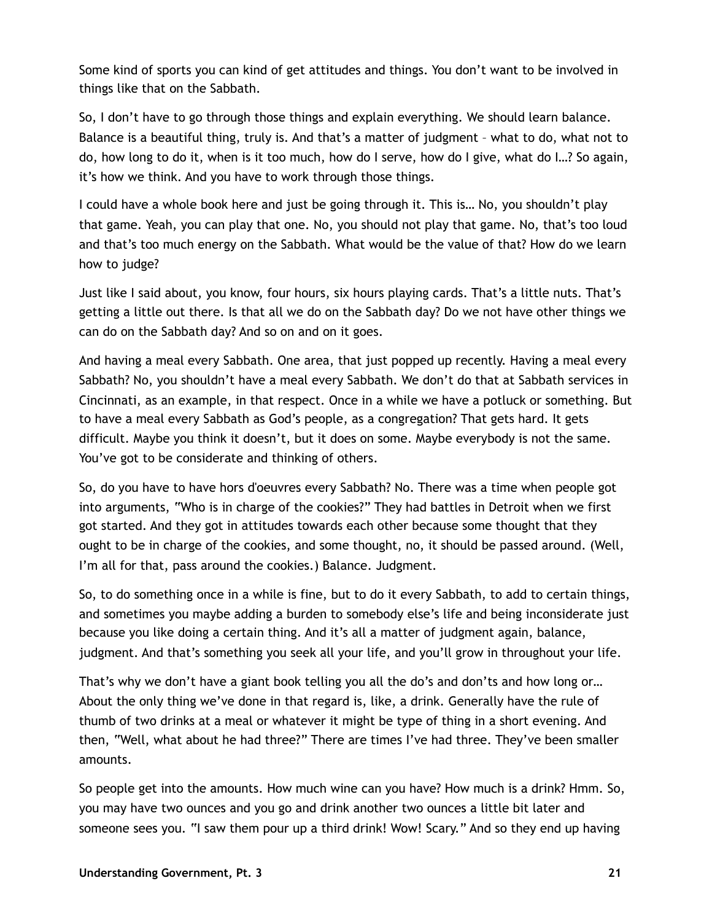Some kind of sports you can kind of get attitudes and things. You don't want to be involved in things like that on the Sabbath.

So, I don't have to go through those things and explain everything. We should learn balance. Balance is a beautiful thing, truly is. And that's a matter of judgment – what to do, what not to do, how long to do it, when is it too much, how do I serve, how do I give, what do I…? So again, it's how we think. And you have to work through those things.

I could have a whole book here and just be going through it. This is… No, you shouldn't play that game. Yeah, you can play that one. No, you should not play that game. No, that's too loud and that's too much energy on the Sabbath. What would be the value of that? How do we learn how to judge?

Just like I said about, you know, four hours, six hours playing cards. That's a little nuts. That's getting a little out there. Is that all we do on the Sabbath day? Do we not have other things we can do on the Sabbath day? And so on and on it goes.

And having a meal every Sabbath. One area, that just popped up recently. Having a meal every Sabbath? No, you shouldn't have a meal every Sabbath. We don't do that at Sabbath services in Cincinnati, as an example, in that respect. Once in a while we have a potluck or something. But to have a meal every Sabbath as God's people, as a congregation? That gets hard. It gets difficult. Maybe you think it doesn't, but it does on some. Maybe everybody is not the same. You've got to be considerate and thinking of others.

So, do you have to have hors d'oeuvres every Sabbath? No. There was a time when people got into arguments, "Who is in charge of the cookies?" They had battles in Detroit when we first got started. And they got in attitudes towards each other because some thought that they ought to be in charge of the cookies, and some thought, no, it should be passed around. (Well, I'm all for that, pass around the cookies.) Balance. Judgment.

So, to do something once in a while is fine, but to do it every Sabbath, to add to certain things, and sometimes you maybe adding a burden to somebody else's life and being inconsiderate just because you like doing a certain thing. And it's all a matter of judgment again, balance, judgment. And that's something you seek all your life, and you'll grow in throughout your life.

That's why we don't have a giant book telling you all the do's and don'ts and how long or… About the only thing we've done in that regard is, like, a drink. Generally have the rule of thumb of two drinks at a meal or whatever it might be type of thing in a short evening. And then, "Well, what about he had three?" There are times I've had three. They've been smaller amounts.

So people get into the amounts. How much wine can you have? How much is a drink? Hmm. So, you may have two ounces and you go and drink another two ounces a little bit later and someone sees you. "I saw them pour up a third drink! Wow! Scary." And so they end up having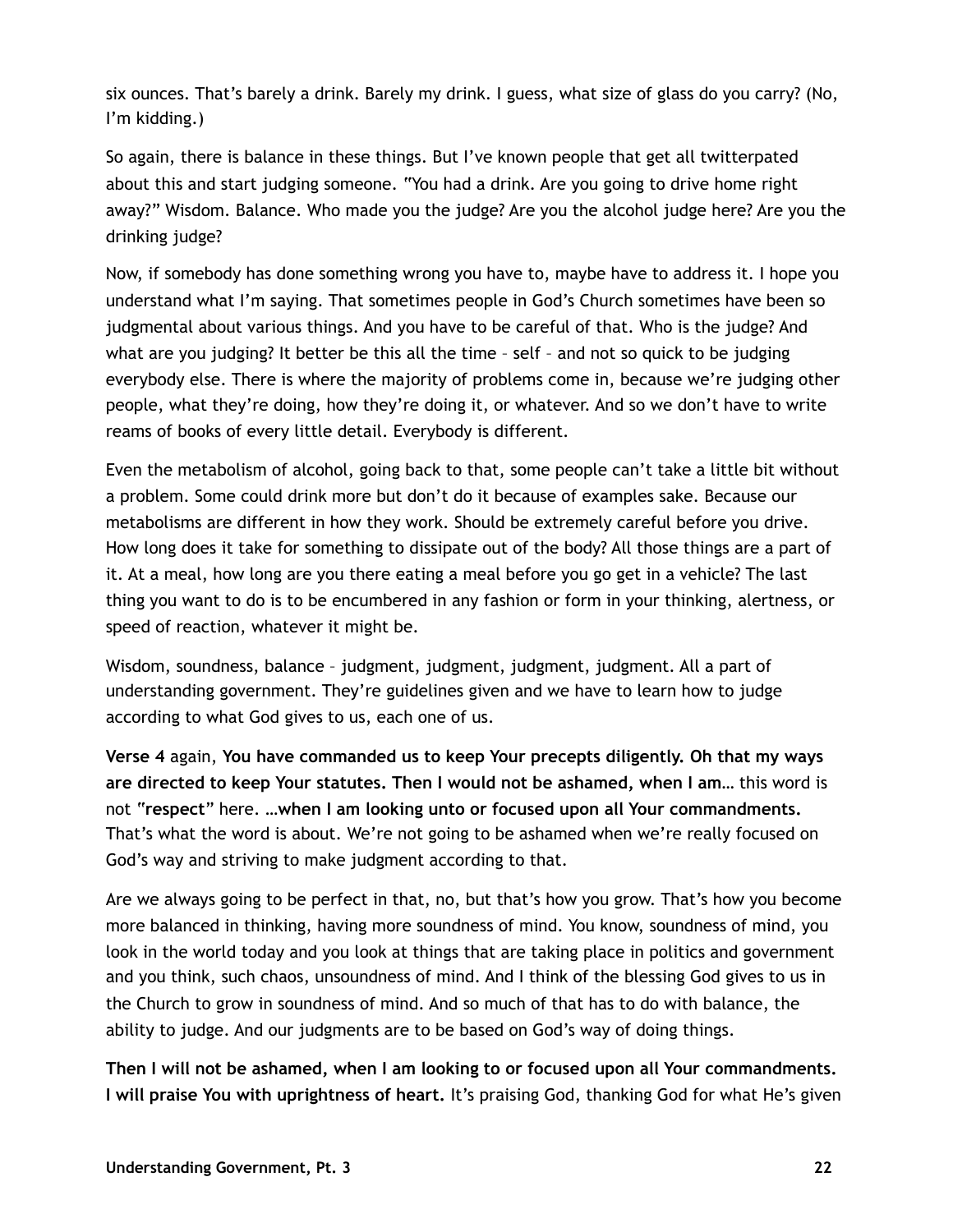six ounces. That's barely a drink. Barely my drink. I guess, what size of glass do you carry? (No, I'm kidding.)

So again, there is balance in these things. But I've known people that get all twitterpated about this and start judging someone. "You had a drink. Are you going to drive home right away?" Wisdom. Balance. Who made you the judge? Are you the alcohol judge here? Are you the drinking judge?

Now, if somebody has done something wrong you have to, maybe have to address it. I hope you understand what I'm saying. That sometimes people in God's Church sometimes have been so judgmental about various things. And you have to be careful of that. Who is the judge? And what are you judging? It better be this all the time – self – and not so quick to be judging everybody else. There is where the majority of problems come in, because we're judging other people, what they're doing, how they're doing it, or whatever. And so we don't have to write reams of books of every little detail. Everybody is different.

Even the metabolism of alcohol, going back to that, some people can't take a little bit without a problem. Some could drink more but don't do it because of examples sake. Because our metabolisms are different in how they work. Should be extremely careful before you drive. How long does it take for something to dissipate out of the body? All those things are a part of it. At a meal, how long are you there eating a meal before you go get in a vehicle? The last thing you want to do is to be encumbered in any fashion or form in your thinking, alertness, or speed of reaction, whatever it might be.

Wisdom, soundness, balance – judgment, judgment, judgment, judgment. All a part of understanding government. They're guidelines given and we have to learn how to judge according to what God gives to us, each one of us.

**Verse 4** again, **You have commanded us to keep Your precepts diligently. Oh that my ways are directed to keep Your statutes. Then I would not be ashamed, when I am…** this word is not "**respect**" here. **…when I am looking unto or focused upon all Your commandments.** That's what the word is about. We're not going to be ashamed when we're really focused on God's way and striving to make judgment according to that.

Are we always going to be perfect in that, no, but that's how you grow. That's how you become more balanced in thinking, having more soundness of mind. You know, soundness of mind, you look in the world today and you look at things that are taking place in politics and government and you think, such chaos, unsoundness of mind. And I think of the blessing God gives to us in the Church to grow in soundness of mind. And so much of that has to do with balance, the ability to judge. And our judgments are to be based on God's way of doing things.

**Then I will not be ashamed, when I am looking to or focused upon all Your commandments. I will praise You with uprightness of heart.** It's praising God, thanking God for what He's given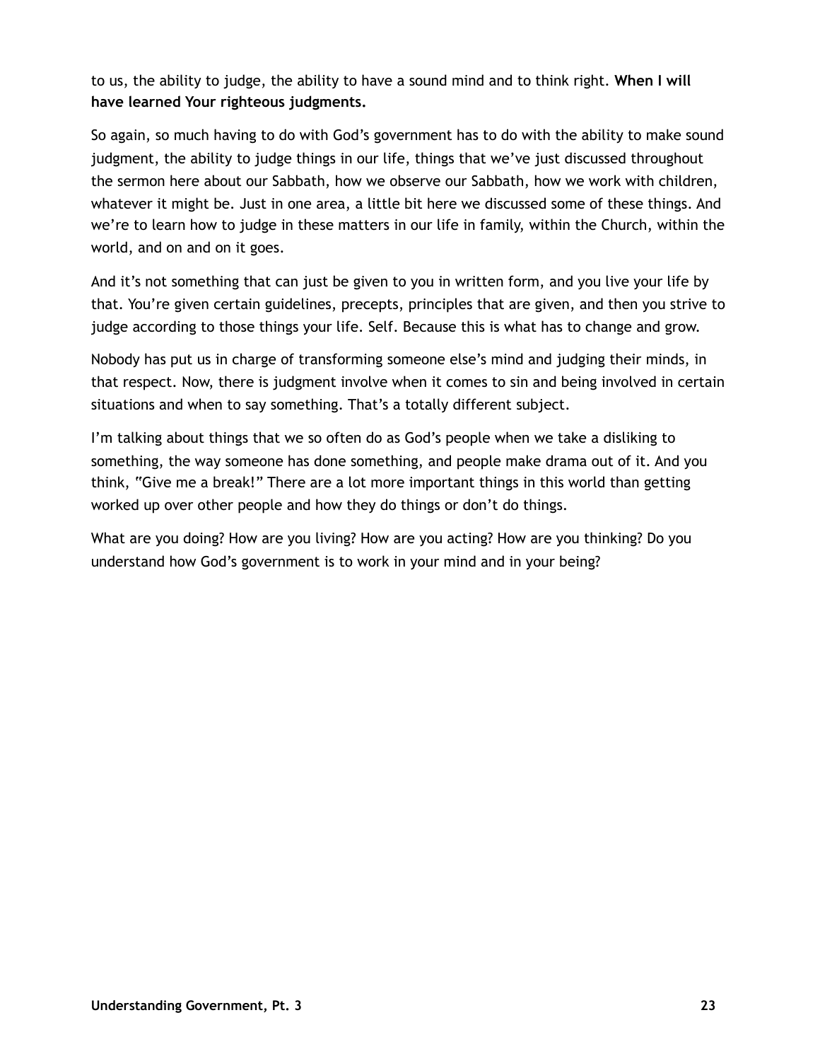to us, the ability to judge, the ability to have a sound mind and to think right. **When I will have learned Your righteous judgments.**

So again, so much having to do with God's government has to do with the ability to make sound judgment, the ability to judge things in our life, things that we've just discussed throughout the sermon here about our Sabbath, how we observe our Sabbath, how we work with children, whatever it might be. Just in one area, a little bit here we discussed some of these things. And we're to learn how to judge in these matters in our life in family, within the Church, within the world, and on and on it goes.

And it's not something that can just be given to you in written form, and you live your life by that. You're given certain guidelines, precepts, principles that are given, and then you strive to judge according to those things your life. Self. Because this is what has to change and grow.

Nobody has put us in charge of transforming someone else's mind and judging their minds, in that respect. Now, there is judgment involve when it comes to sin and being involved in certain situations and when to say something. That's a totally different subject.

I'm talking about things that we so often do as God's people when we take a disliking to something, the way someone has done something, and people make drama out of it. And you think, "Give me a break!" There are a lot more important things in this world than getting worked up over other people and how they do things or don't do things.

What are you doing? How are you living? How are you acting? How are you thinking? Do you understand how God's government is to work in your mind and in your being?